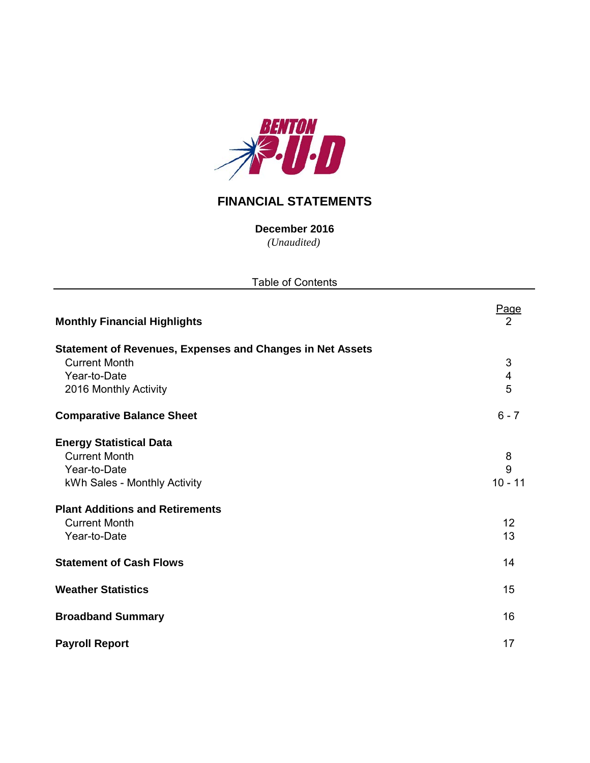BENTON P·U·D

# FINANCIAL STATEMENTS

**December 2016**

*(Unaudited)*

Table of Contents

| | Page |
|---|---|
| **Monthly Financial Highlights** | 2 |
| **Statement of Revenues, Expenses and Changes in Net Assets** | |
| Current Month | 3 |
| Year-to-Date | 4 |
| 2016 Monthly Activity | 5 |
| **Comparative Balance Sheet** | 6 - 7 |
| **Energy Statistical Data** | |
| Current Month | 8 |
| Year-to-Date | 9 |
| kWh Sales - Monthly Activity | 10 - 11 |
| **Plant Additions and Retirements** | |
| Current Month | 12 |
| Year-to-Date | 13 |
| **Statement of Cash Flows** | 14 |
| **Weather Statistics** | 15 |
| **Broadband Summary** | 16 |
| **Payroll Report** | 17 |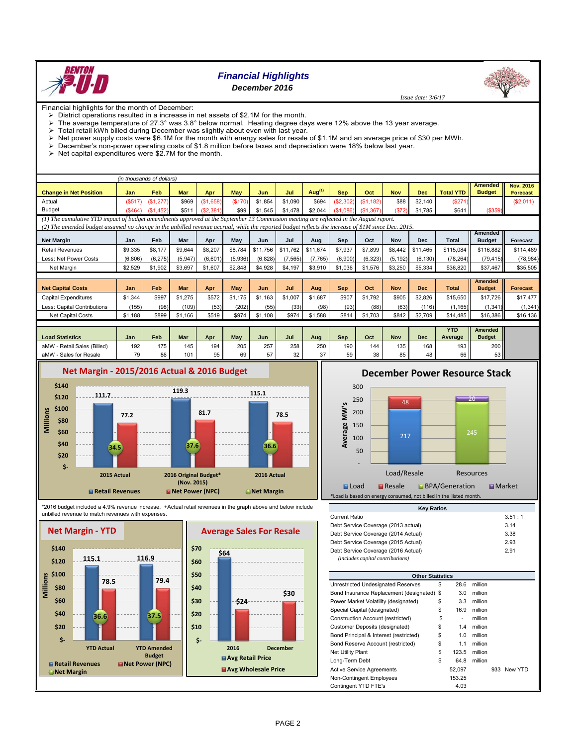# Financial Highlights

**December 2016**

*Issue date: 3/6/17*

Financial highlights for the month of December:

- District operations resulted in a increase in net assets of $2.1M for the month.
- The average temperature of 27.3° was 3.8° below normal. Heating degree days were 12% above the 13 year average.
- Total retail kWh billed during December was slightly about even with last year.
- Net power supply costs were $6.1M for the month with energy sales for resale of $1.1M and an average price of $30 per MWh.
- December's non-power operating costs of $1.8 million before taxes and depreciation were 18% below last year.
- Net capital expenditures were $2.7M for the month.

*(in thousands of dollars)*

| Change in Net Position | Jan | Feb | Mar | Apr | May | Jun | Jul | Aug[1] | Sep | Oct | Nov | Dec | Total YTD | Amended Budget | Nov. 2016 Forecast |
|---|---|---|---|---|---|---|---|---|---|---|---|---|---|---|---|
| Actual | ($517) | ($1,277) | $969 | ($1,658) | ($170) | $1,854 | $1,090 | $694 | ($2,302) | ($1,182) | $88 | $2,140 | ($271) | | ($2,011) |
| Budget | ($464) | ($1,452) | $511 | ($2,381) | $99 | $1,545 | $1,478 | $2,044 | ($1,086) | ($1,367) | ($72) | $1,785 | $641 | ($359) | |

*(1) The cumulative YTD impact of budget amendments approved at the September 13 Commission meeting are reflected in the August report.*
*(2) The amended budget assumed no change in the unbilled revenue accrual, while the reported budget reflects the increase of $1M since Dec. 2015.*

| Net Margin | Jan | Feb | Mar | Apr | May | Jun | Jul | Aug | Sep | Oct | Nov | Dec | Total | Amended Budget | Forecast |
|---|---|---|---|---|---|---|---|---|---|---|---|---|---|---|---|
| Retail Revenues | $9,335 | $8,177 | $9,644 | $8,207 | $8,784 | $11,756 | $11,762 | $11,674 | $7,937 | $7,899 | $8,442 | $11,465 | $115,084 | $116,882 | $114,489 |
| Less: Net Power Costs | (6,806) | (6,275) | (5,947) | (6,601) | (5,936) | (6,828) | (7,565) | (7,765) | (6,900) | (6,323) | (5,192) | (6,130) | (78,264) | (79,415) | (78,984) |
| Net Margin | $2,529 | $1,902 | $3,697 | $1,607 | $2,848 | $4,928 | $4,197 | $3,910 | $1,036 | $1,576 | $3,250 | $5,334 | $36,820 | $37,467 | $35,505 |

| Net Capital Costs | Jan | Feb | Mar | Apr | May | Jun | Jul | Aug | Sep | Oct | Nov | Dec | Total | Amended Budget | Forecast |
|---|---|---|---|---|---|---|---|---|---|---|---|---|---|---|---|
| Capital Expenditures | $1,344 | $997 | $1,275 | $572 | $1,175 | $1,163 | $1,007 | $1,687 | $907 | $1,792 | $905 | $2,826 | $15,650 | $17,726 | $17,477 |
| Less: Capital Contributions | (155) | (98) | (109) | (53) | (202) | (55) | (33) | (98) | (93) | (88) | (63) | (116) | (1,165) | (1,341) | (1,341) |
| Net Capital Costs | $1,188 | $899 | $1,166 | $519 | $974 | $1,108 | $974 | $1,588 | $814 | $1,703 | $842 | $2,709 | $14,485 | $16,386 | $16,136 |

| Load Statistics | Jan | Feb | Mar | Apr | May | Jun | Jul | Aug | Sep | Oct | Nov | Dec | YTD Average | Amended Budget |
|---|---|---|---|---|---|---|---|---|---|---|---|---|---|---|
| aMW - Retail Sales (Billed) | 192 | 175 | 145 | 194 | 205 | 257 | 258 | 250 | 190 | 144 | 135 | 168 | 193 | 200 |
| aMW - Sales for Resale | 79 | 86 | 101 | 95 | 69 | 57 | 32 | 37 | 59 | 38 | 85 | 48 | 66 | 53 |

## Net Margin - 2015/2016 Actual & 2016 Budget

| (Millions) | 2015 Actual | 2016 Original Budget* (Nov. 2015) | 2016 Actual |
|---|---|---|---|
| Retail Revenues | 111.7 | 119.3 | 115.1 |
| Net Power (NPC) | 77.2 | 81.7 | 78.5 |
| Net Margin | 34.5 | 37.6 | 36.6 |

## December Power Resource Stack

| Average MW's | Load/Resale | Resources |
|---|---|---|
| Load | 217 | |
| Resale | 48 | |
| BPA/Generation | | 245 |
| Market | | 20 |

*Load is based on energy consumed, not billed in the listed month.

*2016 budget included a 4.9% revenue increase. +Actual retail revenues in the graph above and below include unbilled revenue to match revenues with expenses.

## Net Margin - YTD

| (Millions) | YTD Actual | YTD Amended Budget |
|---|---|---|
| Retail Revenues | 115.1 | 116.9 |
| Net Power (NPC) | 78.5 | 79.4 |
| Net Margin | 36.6 | 37.5 |

## Average Sales For Resale

| | 2016 | December |
|---|---|---|
| Avg Retail Price | $64 | |
| Avg Wholesale Price | $24 | $30 |

| Key Ratios | |
|---|---|
| Current Ratio | 3.51 : 1 |
| Debt Service Coverage (2013 actual) | 3.14 |
| Debt Service Coverage (2014 Actual) | 3.38 |
| Debt Service Coverage (2015 Actual) | 2.93 |
| Debt Service Coverage (2016 Actual) | 2.91 |
| *(includes capital contributions)* | |

| Other Statistics | | | | |
|---|---|---|---|---|
| Unrestricted Undesignated Reserves | $ | 28.6 | million | |
| Bond Insurance Replacement (designated) | $ | 3.0 | million | |
| Power Market Volatility (designated) | $ | 3.3 | million | |
| Special Capital (designated) | $ | 16.9 | million | |
| Construction Account (restricted) | $ | - | million | |
| Customer Deposits (designated) | $ | 1.4 | million | |
| Bond Principal & Interest (restricted) | $ | 1.0 | million | |
| Bond Reserve Account (restricted) | $ | 1.1 | million | |
| Net Utility Plant | $ | 123.5 | million | |
| Long-Term Debt | $ | 64.8 | million | |
| Active Service Agreements | | 52,097 | | 933 New YTD |
| Non-Contingent Employees | | 153.25 | | |
| Contingent YTD FTE's | | 4.03 | | |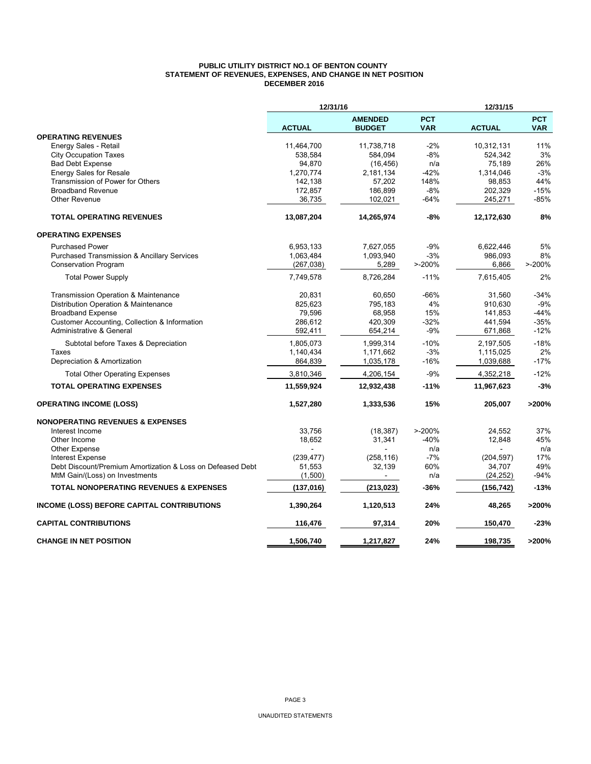**PUBLIC UTILITY DISTRICT NO.1 OF BENTON COUNTY**
**STATEMENT OF REVENUES, EXPENSES, AND CHANGE IN NET POSITION**
**DECEMBER 2016**

| | 12/31/16 | | | 12/31/15 | |
|---|---|---|---|---|---|
| | **ACTUAL** | **AMENDED BUDGET** | **PCT VAR** | **ACTUAL** | **PCT VAR** |
| **OPERATING REVENUES** | | | | | |
| Energy Sales - Retail | 11,464,700 | 11,738,718 | -2% | 10,312,131 | 11% |
| City Occupation Taxes | 538,584 | 584,094 | -8% | 524,342 | 3% |
| Bad Debt Expense | 94,870 | (16,456) | n/a | 75,189 | 26% |
| Energy Sales for Resale | 1,270,774 | 2,181,134 | -42% | 1,314,046 | -3% |
| Transmission of Power for Others | 142,138 | 57,202 | 148% | 98,853 | 44% |
| Broadband Revenue | 172,857 | 186,899 | -8% | 202,329 | -15% |
| Other Revenue | 36,735 | 102,021 | -64% | 245,271 | -85% |
| **TOTAL OPERATING REVENUES** | **13,087,204** | **14,265,974** | **-8%** | **12,172,630** | **8%** |
| **OPERATING EXPENSES** | | | | | |
| Purchased Power | 6,953,133 | 7,627,055 | -9% | 6,622,446 | 5% |
| Purchased Transmission & Ancillary Services | 1,063,484 | 1,093,940 | -3% | 986,093 | 8% |
| Conservation Program | (267,038) | 5,289 | >-200% | 6,866 | >-200% |
| Total Power Supply | 7,749,578 | 8,726,284 | -11% | 7,615,405 | 2% |
| Transmission Operation & Maintenance | 20,831 | 60,650 | -66% | 31,560 | -34% |
| Distribution Operation & Maintenance | 825,623 | 795,183 | 4% | 910,630 | -9% |
| Broadband Expense | 79,596 | 68,958 | 15% | 141,853 | -44% |
| Customer Accounting, Collection & Information | 286,612 | 420,309 | -32% | 441,594 | -35% |
| Administrative & General | 592,411 | 654,214 | -9% | 671,868 | -12% |
| Subtotal before Taxes & Depreciation | 1,805,073 | 1,999,314 | -10% | 2,197,505 | -18% |
| Taxes | 1,140,434 | 1,171,662 | -3% | 1,115,025 | 2% |
| Depreciation & Amortization | 864,839 | 1,035,178 | -16% | 1,039,688 | -17% |
| Total Other Operating Expenses | 3,810,346 | 4,206,154 | -9% | 4,352,218 | -12% |
| **TOTAL OPERATING EXPENSES** | **11,559,924** | **12,932,438** | **-11%** | **11,967,623** | **-3%** |
| **OPERATING INCOME (LOSS)** | **1,527,280** | **1,333,536** | **15%** | **205,007** | **>200%** |
| **NONOPERATING REVENUES & EXPENSES** | | | | | |
| Interest Income | 33,756 | (18,387) | >-200% | 24,552 | 37% |
| Other Income | 18,652 | 31,341 | -40% | 12,848 | 45% |
| Other Expense | - | - | n/a | - | n/a |
| Interest Expense | (239,477) | (258,116) | -7% | (204,597) | 17% |
| Debt Discount/Premium Amortization & Loss on Defeased Debt | 51,553 | 32,139 | 60% | 34,707 | 49% |
| MtM Gain/(Loss) on Investments | (1,500) | - | n/a | (24,252) | -94% |
| **TOTAL NONOPERATING REVENUES & EXPENSES** | **(137,016)** | **(213,023)** | **-36%** | **(156,742)** | **-13%** |
| **INCOME (LOSS) BEFORE CAPITAL CONTRIBUTIONS** | **1,390,264** | **1,120,513** | **24%** | **48,265** | **>200%** |
| **CAPITAL CONTRIBUTIONS** | **116,476** | **97,314** | **20%** | **150,470** | **-23%** |
| **CHANGE IN NET POSITION** | **1,506,740** | **1,217,827** | **24%** | **198,735** | **>200%** |

UNAUDITED STATEMENTS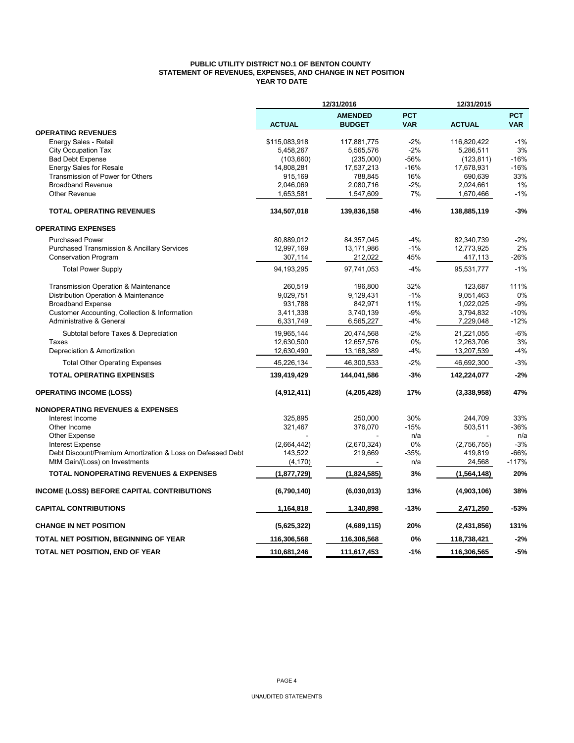# PUBLIC UTILITY DISTRICT NO.1 OF BENTON COUNTY
## STATEMENT OF REVENUES, EXPENSES, AND CHANGE IN NET POSITION
### YEAR TO DATE

| | 12/31/2016 | | | 12/31/2015 | |
|---|---|---|---|---|---|
| | **ACTUAL** | **AMENDED BUDGET** | **PCT VAR** | **ACTUAL** | **PCT VAR** |
| **OPERATING REVENUES** | | | | | |
| Energy Sales - Retail | $115,083,918 | 117,881,775 | -2% | 116,820,422 | -1% |
| City Occupation Tax | 5,458,267 | 5,565,576 | -2% | 5,286,511 | 3% |
| Bad Debt Expense | (103,660) | (235,000) | -56% | (123,811) | -16% |
| Energy Sales for Resale | 14,808,281 | 17,537,213 | -16% | 17,678,931 | -16% |
| Transmission of Power for Others | 915,169 | 788,845 | 16% | 690,639 | 33% |
| Broadband Revenue | 2,046,069 | 2,080,716 | -2% | 2,024,661 | 1% |
| Other Revenue | 1,653,581 | 1,547,609 | 7% | 1,670,466 | -1% |
| **TOTAL OPERATING REVENUES** | **134,507,018** | **139,836,158** | **-4%** | **138,885,119** | **-3%** |
| **OPERATING EXPENSES** | | | | | |
| Purchased Power | 80,889,012 | 84,357,045 | -4% | 82,340,739 | -2% |
| Purchased Transmission & Ancillary Services | 12,997,169 | 13,171,986 | -1% | 12,773,925 | 2% |
| Conservation Program | 307,114 | 212,022 | 45% | 417,113 | -26% |
| Total Power Supply | 94,193,295 | 97,741,053 | -4% | 95,531,777 | -1% |
| Transmission Operation & Maintenance | 260,519 | 196,800 | 32% | 123,687 | 111% |
| Distribution Operation & Maintenance | 9,029,751 | 9,129,431 | -1% | 9,051,463 | 0% |
| Broadband Expense | 931,788 | 842,971 | 11% | 1,022,025 | -9% |
| Customer Accounting, Collection & Information | 3,411,338 | 3,740,139 | -9% | 3,794,832 | -10% |
| Administrative & General | 6,331,749 | 6,565,227 | -4% | 7,229,048 | -12% |
| Subtotal before Taxes & Depreciation | 19,965,144 | 20,474,568 | -2% | 21,221,055 | -6% |
| Taxes | 12,630,500 | 12,657,576 | 0% | 12,263,706 | 3% |
| Depreciation & Amortization | 12,630,490 | 13,168,389 | -4% | 13,207,539 | -4% |
| Total Other Operating Expenses | 45,226,134 | 46,300,533 | -2% | 46,692,300 | -3% |
| **TOTAL OPERATING EXPENSES** | **139,419,429** | **144,041,586** | **-3%** | **142,224,077** | **-2%** |
| **OPERATING INCOME (LOSS)** | **(4,912,411)** | **(4,205,428)** | **17%** | **(3,338,958)** | **47%** |
| **NONOPERATING REVENUES & EXPENSES** | | | | | |
| Interest Income | 325,895 | 250,000 | 30% | 244,709 | 33% |
| Other Income | 321,467 | 376,070 | -15% | 503,511 | -36% |
| Other Expense | - | - | n/a | - | n/a |
| Interest Expense | (2,664,442) | (2,670,324) | 0% | (2,756,755) | -3% |
| Debt Discount/Premium Amortization & Loss on Defeased Debt | 143,522 | 219,669 | -35% | 419,819 | -66% |
| MtM Gain/(Loss) on Investments | (4,170) | - | n/a | 24,568 | -117% |
| **TOTAL NONOPERATING REVENUES & EXPENSES** | **(1,877,729)** | **(1,824,585)** | **3%** | **(1,564,148)** | **20%** |
| **INCOME (LOSS) BEFORE CAPITAL CONTRIBUTIONS** | **(6,790,140)** | **(6,030,013)** | **13%** | **(4,903,106)** | **38%** |
| **CAPITAL CONTRIBUTIONS** | **1,164,818** | **1,340,898** | **-13%** | **2,471,250** | **-53%** |
| **CHANGE IN NET POSITION** | **(5,625,322)** | **(4,689,115)** | **20%** | **(2,431,856)** | **131%** |
| **TOTAL NET POSITION, BEGINNING OF YEAR** | **116,306,568** | **116,306,568** | **0%** | **118,738,421** | **-2%** |
| **TOTAL NET POSITION, END OF YEAR** | **110,681,246** | **111,617,453** | **-1%** | **116,306,565** | **-5%** |

UNAUDITED STATEMENTS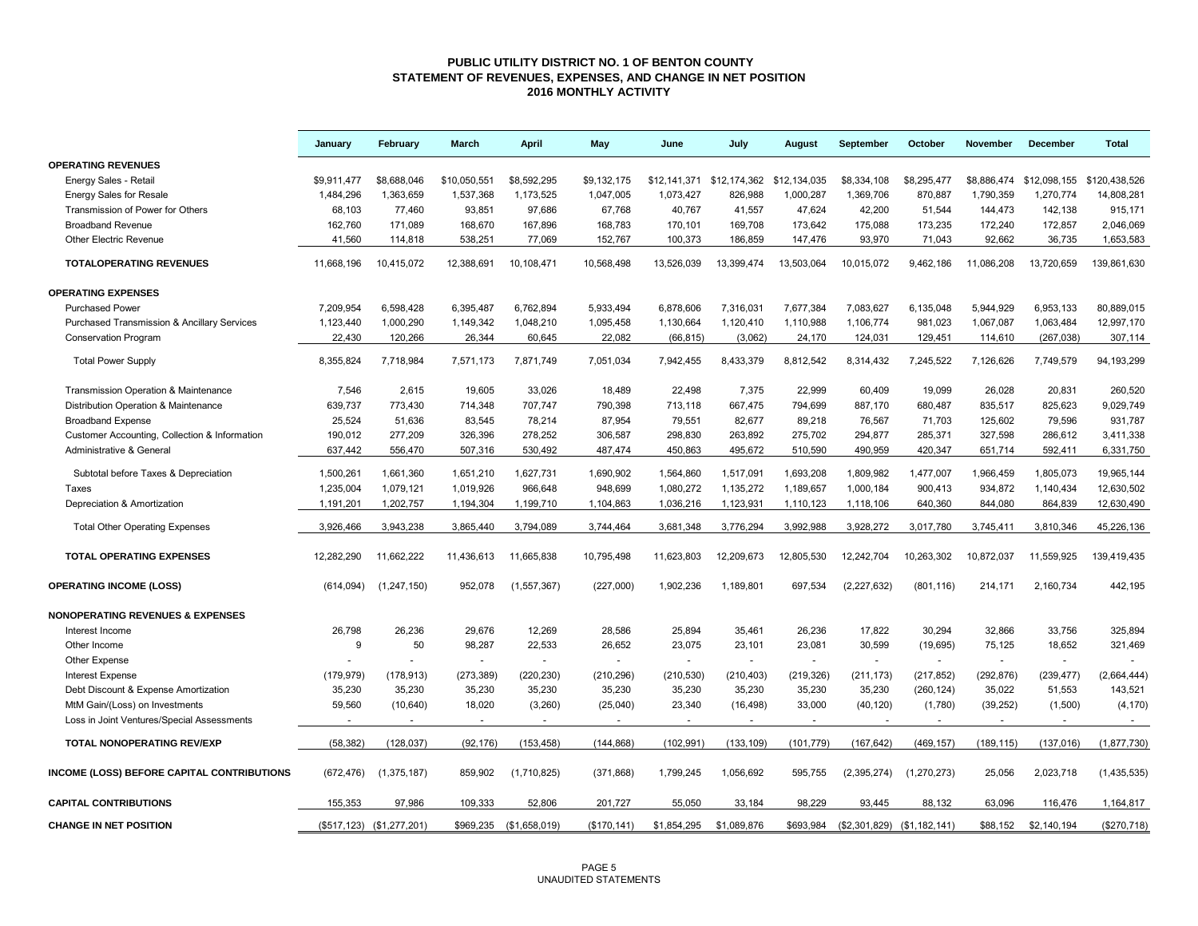# PUBLIC UTILITY DISTRICT NO. 1 OF BENTON COUNTY
## STATEMENT OF REVENUES, EXPENSES, AND CHANGE IN NET POSITION
### 2016 MONTHLY ACTIVITY

| | January | February | March | April | May | June | July | August | September | October | November | December | Total |
|---|---|---|---|---|---|---|---|---|---|---|---|---|---|
| **OPERATING REVENUES** | | | | | | | | | | | | | |
| Energy Sales - Retail | $9,911,477 | $8,688,046 | $10,050,551 | $8,592,295 | $9,132,175 | $12,141,371 | $12,174,362 | $12,134,035 | $8,334,108 | $8,295,477 | $8,886,474 | $12,098,155 | $120,438,526 |
| Energy Sales for Resale | 1,484,296 | 1,363,659 | 1,537,368 | 1,173,525 | 1,047,005 | 1,073,427 | 826,988 | 1,000,287 | 1,369,706 | 870,887 | 1,790,359 | 1,270,774 | 14,808,281 |
| Transmission of Power for Others | 68,103 | 77,460 | 93,851 | 97,686 | 67,768 | 40,767 | 41,557 | 47,624 | 42,200 | 51,544 | 144,473 | 142,138 | 915,171 |
| Broadband Revenue | 162,760 | 171,089 | 168,670 | 167,896 | 168,783 | 170,101 | 169,708 | 173,642 | 175,088 | 173,235 | 172,240 | 172,857 | 2,046,069 |
| Other Electric Revenue | 41,560 | 114,818 | 538,251 | 77,069 | 152,767 | 100,373 | 186,859 | 147,476 | 93,970 | 71,043 | 92,662 | 36,735 | 1,653,583 |
| **TOTALOPERATING REVENUES** | 11,668,196 | 10,415,072 | 12,388,691 | 10,108,471 | 10,568,498 | 13,526,039 | 13,399,474 | 13,503,064 | 10,015,072 | 9,462,186 | 11,086,208 | 13,720,659 | 139,861,630 |
| **OPERATING EXPENSES** | | | | | | | | | | | | | |
| Purchased Power | 7,209,954 | 6,598,428 | 6,395,487 | 6,762,894 | 5,933,494 | 6,878,606 | 7,316,031 | 7,677,384 | 7,083,627 | 6,135,048 | 5,944,929 | 6,953,133 | 80,889,015 |
| Purchased Transmission & Ancillary Services | 1,123,440 | 1,000,290 | 1,149,342 | 1,048,210 | 1,095,458 | 1,130,664 | 1,120,410 | 1,110,988 | 1,106,774 | 981,023 | 1,067,087 | 1,063,484 | 12,997,170 |
| Conservation Program | 22,430 | 120,266 | 26,344 | 60,645 | 22,082 | (66,815) | (3,062) | 24,170 | 124,031 | 129,451 | 114,610 | (267,038) | 307,114 |
| Total Power Supply | 8,355,824 | 7,718,984 | 7,571,173 | 7,871,749 | 7,051,034 | 7,942,455 | 8,433,379 | 8,812,542 | 8,314,432 | 7,245,522 | 7,126,626 | 7,749,579 | 94,193,299 |
| Transmission Operation & Maintenance | 7,546 | 2,615 | 19,605 | 33,026 | 18,489 | 22,498 | 7,375 | 22,999 | 60,409 | 19,099 | 26,028 | 20,831 | 260,520 |
| Distribution Operation & Maintenance | 639,737 | 773,430 | 714,348 | 707,747 | 790,398 | 713,118 | 667,475 | 794,699 | 887,170 | 680,487 | 835,517 | 825,623 | 9,029,749 |
| Broadband Expense | 25,524 | 51,636 | 83,545 | 78,214 | 87,954 | 79,551 | 82,677 | 89,218 | 76,567 | 71,703 | 125,602 | 79,596 | 931,787 |
| Customer Accounting, Collection & Information | 190,012 | 277,209 | 326,396 | 278,252 | 306,587 | 298,830 | 263,892 | 275,702 | 294,877 | 285,371 | 327,598 | 286,612 | 3,411,338 |
| Administrative & General | 637,442 | 556,470 | 507,316 | 530,492 | 487,474 | 450,863 | 495,672 | 510,590 | 490,959 | 420,347 | 651,714 | 592,411 | 6,331,750 |
| Subtotal before Taxes & Depreciation | 1,500,261 | 1,661,360 | 1,651,210 | 1,627,731 | 1,690,902 | 1,564,860 | 1,517,091 | 1,693,208 | 1,809,982 | 1,477,007 | 1,966,459 | 1,805,073 | 19,965,144 |
| Taxes | 1,235,004 | 1,079,121 | 1,019,926 | 966,648 | 948,699 | 1,080,272 | 1,135,272 | 1,189,657 | 1,000,184 | 900,413 | 934,872 | 1,140,434 | 12,630,502 |
| Depreciation & Amortization | 1,191,201 | 1,202,757 | 1,194,304 | 1,199,710 | 1,104,863 | 1,036,216 | 1,123,931 | 1,110,123 | 1,118,106 | 640,360 | 844,080 | 864,839 | 12,630,490 |
| Total Other Operating Expenses | 3,926,466 | 3,943,238 | 3,865,440 | 3,794,089 | 3,744,464 | 3,681,348 | 3,776,294 | 3,992,988 | 3,928,272 | 3,017,780 | 3,745,411 | 3,810,346 | 45,226,136 |
| **TOTAL OPERATING EXPENSES** | 12,282,290 | 11,662,222 | 11,436,613 | 11,665,838 | 10,795,498 | 11,623,803 | 12,209,673 | 12,805,530 | 12,242,704 | 10,263,302 | 10,872,037 | 11,559,925 | 139,419,435 |
| **OPERATING INCOME (LOSS)** | (614,094) | (1,247,150) | 952,078 | (1,557,367) | (227,000) | 1,902,236 | 1,189,801 | 697,534 | (2,227,632) | (801,116) | 214,171 | 2,160,734 | 442,195 |
| **NONOPERATING REVENUES & EXPENSES** | | | | | | | | | | | | | |
| Interest Income | 26,798 | 26,236 | 29,676 | 12,269 | 28,586 | 25,894 | 35,461 | 26,236 | 17,822 | 30,294 | 32,866 | 33,756 | 325,894 |
| Other Income | 9 | 50 | 98,287 | 22,533 | 26,652 | 23,075 | 23,101 | 23,081 | 30,599 | (19,695) | 75,125 | 18,652 | 321,469 |
| Other Expense | - | - | - | - | - | - | - | - | - | - | - | - | - |
| Interest Expense | (179,979) | (178,913) | (273,389) | (220,230) | (210,296) | (210,530) | (210,403) | (219,326) | (211,173) | (217,852) | (292,876) | (239,477) | (2,664,444) |
| Debt Discount & Expense Amortization | 35,230 | 35,230 | 35,230 | 35,230 | 35,230 | 35,230 | 35,230 | 35,230 | 35,230 | (260,124) | 35,022 | 51,553 | 143,521 |
| MtM Gain/(Loss) on Investments | 59,560 | (10,640) | 18,020 | (3,260) | (25,040) | 23,340 | (16,498) | 33,000 | (40,120) | (1,780) | (39,252) | (1,500) | (4,170) |
| Loss in Joint Ventures/Special Assessments | - | - | - | - | - | - | - | - | - | - | - | - | - |
| **TOTAL NONOPERATING REV/EXP** | (58,382) | (128,037) | (92,176) | (153,458) | (144,868) | (102,991) | (133,109) | (101,779) | (167,642) | (469,157) | (189,115) | (137,016) | (1,877,730) |
| **INCOME (LOSS) BEFORE CAPITAL CONTRIBUTIONS** | (672,476) | (1,375,187) | 859,902 | (1,710,825) | (371,868) | 1,799,245 | 1,056,692 | 595,755 | (2,395,274) | (1,270,273) | 25,056 | 2,023,718 | (1,435,535) |
| **CAPITAL CONTRIBUTIONS** | 155,353 | 97,986 | 109,333 | 52,806 | 201,727 | 55,050 | 33,184 | 98,229 | 93,445 | 88,132 | 63,096 | 116,476 | 1,164,817 |
| **CHANGE IN NET POSITION** | ($517,123) | ($1,277,201) | $969,235 | ($1,658,019) | ($170,141) | $1,854,295 | $1,089,876 | $693,984 | ($2,301,829) | ($1,182,141) | $88,152 | $2,140,194 | ($270,718) |

UNAUDITED STATEMENTS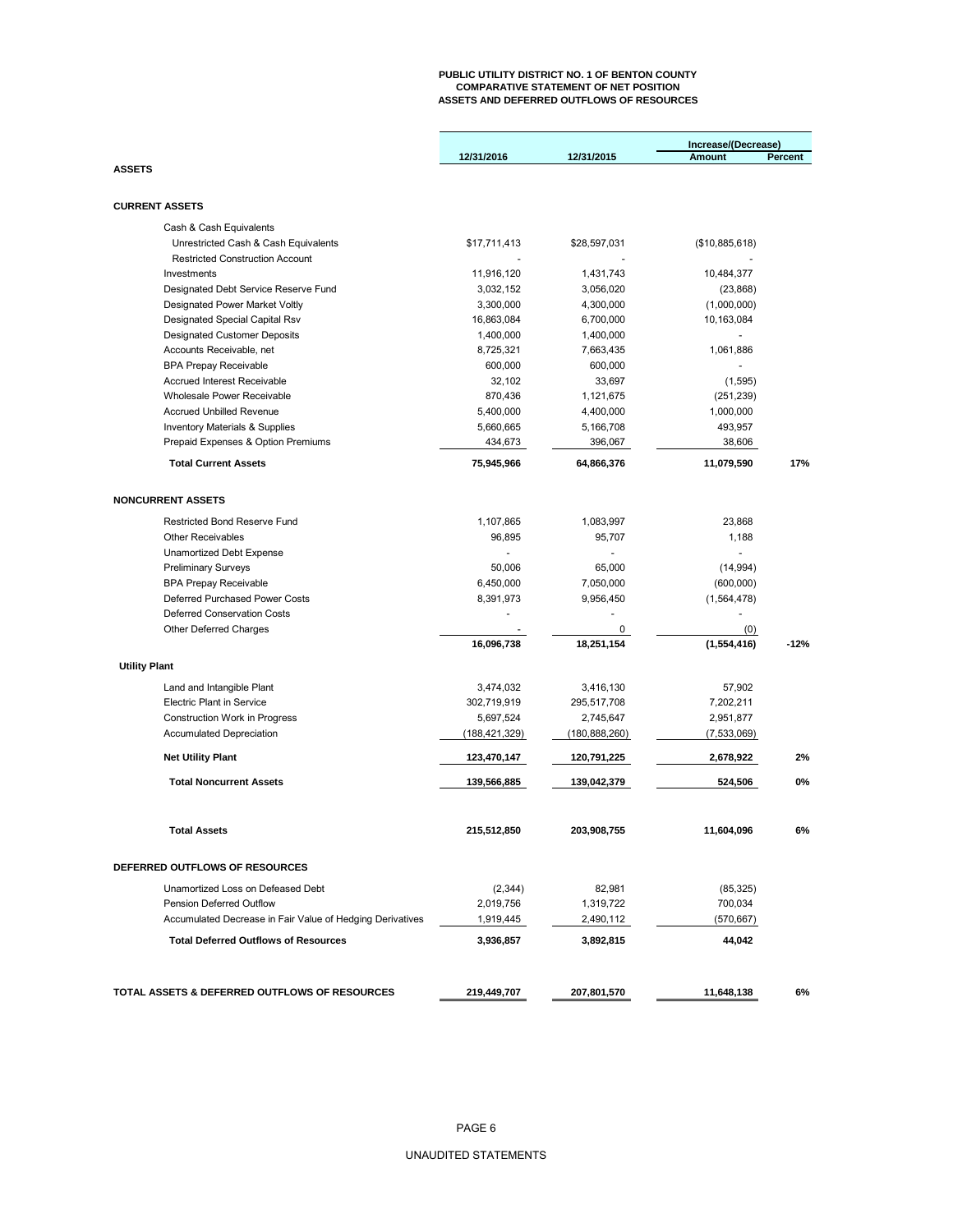# PUBLIC UTILITY DISTRICT NO. 1 OF BENTON COUNTY
## COMPARATIVE STATEMENT OF NET POSITION
## ASSETS AND DEFERRED OUTFLOWS OF RESOURCES

| | 12/31/2016 | 12/31/2015 | Increase/(Decrease) Amount | Percent |
|---|---|---|---|---|
| **ASSETS** | | | | |
| **CURRENT ASSETS** | | | | |
| Cash & Cash Equivalents | | | | |
| Unrestricted Cash & Cash Equivalents | $17,711,413 | $28,597,031 | ($10,885,618) | |
| Restricted Construction Account | - | - | - | |
| Investments | 11,916,120 | 1,431,743 | 10,484,377 | |
| Designated Debt Service Reserve Fund | 3,032,152 | 3,056,020 | (23,868) | |
| Designated Power Market Voltly | 3,300,000 | 4,300,000 | (1,000,000) | |
| Designated Special Capital Rsv | 16,863,084 | 6,700,000 | 10,163,084 | |
| Designated Customer Deposits | 1,400,000 | 1,400,000 | - | |
| Accounts Receivable, net | 8,725,321 | 7,663,435 | 1,061,886 | |
| BPA Prepay Receivable | 600,000 | 600,000 | - | |
| Accrued Interest Receivable | 32,102 | 33,697 | (1,595) | |
| Wholesale Power Receivable | 870,436 | 1,121,675 | (251,239) | |
| Accrued Unbilled Revenue | 5,400,000 | 4,400,000 | 1,000,000 | |
| Inventory Materials & Supplies | 5,660,665 | 5,166,708 | 493,957 | |
| Prepaid Expenses & Option Premiums | 434,673 | 396,067 | 38,606 | |
| **Total Current Assets** | **75,945,966** | **64,866,376** | **11,079,590** | **17%** |
| **NONCURRENT ASSETS** | | | | |
| Restricted Bond Reserve Fund | 1,107,865 | 1,083,997 | 23,868 | |
| Other Receivables | 96,895 | 95,707 | 1,188 | |
| Unamortized Debt Expense | - | - | - | |
| Preliminary Surveys | 50,006 | 65,000 | (14,994) | |
| BPA Prepay Receivable | 6,450,000 | 7,050,000 | (600,000) | |
| Deferred Purchased Power Costs | 8,391,973 | 9,956,450 | (1,564,478) | |
| Deferred Conservation Costs | - | - | - | |
| Other Deferred Charges | - | 0 | (0) | |
| | **16,096,738** | **18,251,154** | **(1,554,416)** | **-12%** |
| **Utility Plant** | | | | |
| Land and Intangible Plant | 3,474,032 | 3,416,130 | 57,902 | |
| Electric Plant in Service | 302,719,919 | 295,517,708 | 7,202,211 | |
| Construction Work in Progress | 5,697,524 | 2,745,647 | 2,951,877 | |
| Accumulated Depreciation | (188,421,329) | (180,888,260) | (7,533,069) | |
| **Net Utility Plant** | **123,470,147** | **120,791,225** | **2,678,922** | **2%** |
| **Total Noncurrent Assets** | **139,566,885** | **139,042,379** | **524,506** | **0%** |
| **Total Assets** | **215,512,850** | **203,908,755** | **11,604,096** | **6%** |
| **DEFERRED OUTFLOWS OF RESOURCES** | | | | |
| Unamortized Loss on Defeased Debt | (2,344) | 82,981 | (85,325) | |
| Pension Deferred Outflow | 2,019,756 | 1,319,722 | 700,034 | |
| Accumulated Decrease in Fair Value of Hedging Derivatives | 1,919,445 | 2,490,112 | (570,667) | |
| **Total Deferred Outflows of Resources** | **3,936,857** | **3,892,815** | **44,042** | |
| **TOTAL ASSETS & DEFERRED OUTFLOWS OF RESOURCES** | **219,449,707** | **207,801,570** | **11,648,138** | **6%** |

UNAUDITED STATEMENTS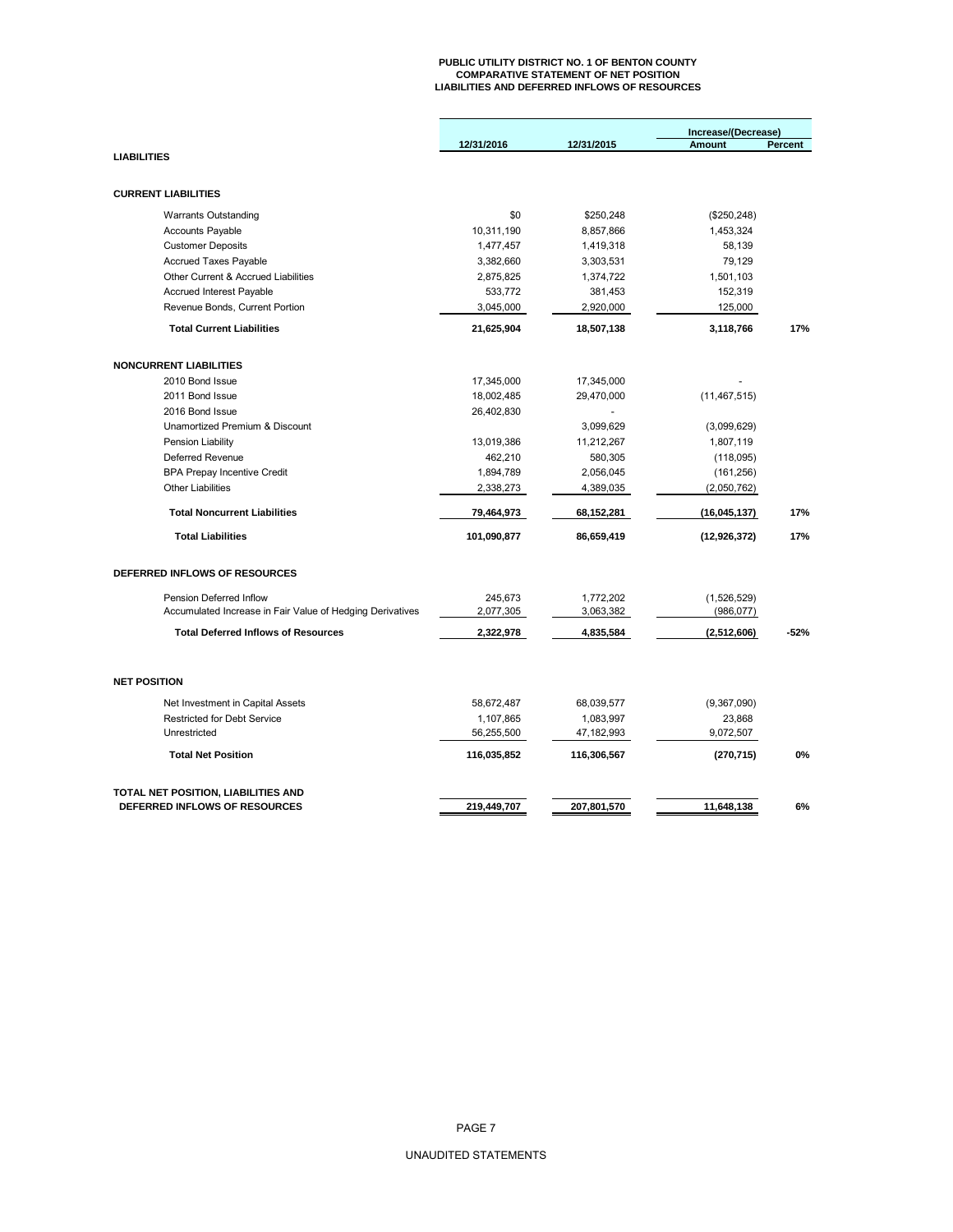# PUBLIC UTILITY DISTRICT NO. 1 OF BENTON COUNTY
## COMPARATIVE STATEMENT OF NET POSITION
## LIABILITIES AND DEFERRED INFLOWS OF RESOURCES

| | 12/31/2016 | 12/31/2015 | Increase/(Decrease) Amount | Percent |
|---|---|---|---|---|
| **LIABILITIES** | | | | |
| **CURRENT LIABILITIES** | | | | |
| Warrants Outstanding | $0 | $250,248 | ($250,248) | |
| Accounts Payable | 10,311,190 | 8,857,866 | 1,453,324 | |
| Customer Deposits | 1,477,457 | 1,419,318 | 58,139 | |
| Accrued Taxes Payable | 3,382,660 | 3,303,531 | 79,129 | |
| Other Current & Accrued Liabilities | 2,875,825 | 1,374,722 | 1,501,103 | |
| Accrued Interest Payable | 533,772 | 381,453 | 152,319 | |
| Revenue Bonds, Current Portion | 3,045,000 | 2,920,000 | 125,000 | |
| **Total Current Liabilities** | **21,625,904** | **18,507,138** | **3,118,766** | **17%** |
| **NONCURRENT LIABILITIES** | | | | |
| 2010 Bond Issue | 17,345,000 | 17,345,000 | - | |
| 2011 Bond Issue | 18,002,485 | 29,470,000 | (11,467,515) | |
| 2016 Bond Issue | 26,402,830 | - | | |
| Unamortized Premium & Discount | | 3,099,629 | (3,099,629) | |
| Pension Liability | 13,019,386 | 11,212,267 | 1,807,119 | |
| Deferred Revenue | 462,210 | 580,305 | (118,095) | |
| BPA Prepay Incentive Credit | 1,894,789 | 2,056,045 | (161,256) | |
| Other Liabilities | 2,338,273 | 4,389,035 | (2,050,762) | |
| **Total Noncurrent Liabilities** | **79,464,973** | **68,152,281** | **(16,045,137)** | **17%** |
| **Total Liabilities** | **101,090,877** | **86,659,419** | **(12,926,372)** | **17%** |
| **DEFERRED INFLOWS OF RESOURCES** | | | | |
| Pension Deferred Inflow | 245,673 | 1,772,202 | (1,526,529) | |
| Accumulated Increase in Fair Value of Hedging Derivatives | 2,077,305 | 3,063,382 | (986,077) | |
| **Total Deferred Inflows of Resources** | **2,322,978** | **4,835,584** | **(2,512,606)** | **-52%** |
| **NET POSITION** | | | | |
| Net Investment in Capital Assets | 58,672,487 | 68,039,577 | (9,367,090) | |
| Restricted for Debt Service | 1,107,865 | 1,083,997 | 23,868 | |
| Unrestricted | 56,255,500 | 47,182,993 | 9,072,507 | |
| **Total Net Position** | **116,035,852** | **116,306,567** | **(270,715)** | **0%** |
| **TOTAL NET POSITION, LIABILITIES AND DEFERRED INFLOWS OF RESOURCES** | **219,449,707** | **207,801,570** | **11,648,138** | **6%** |

UNAUDITED STATEMENTS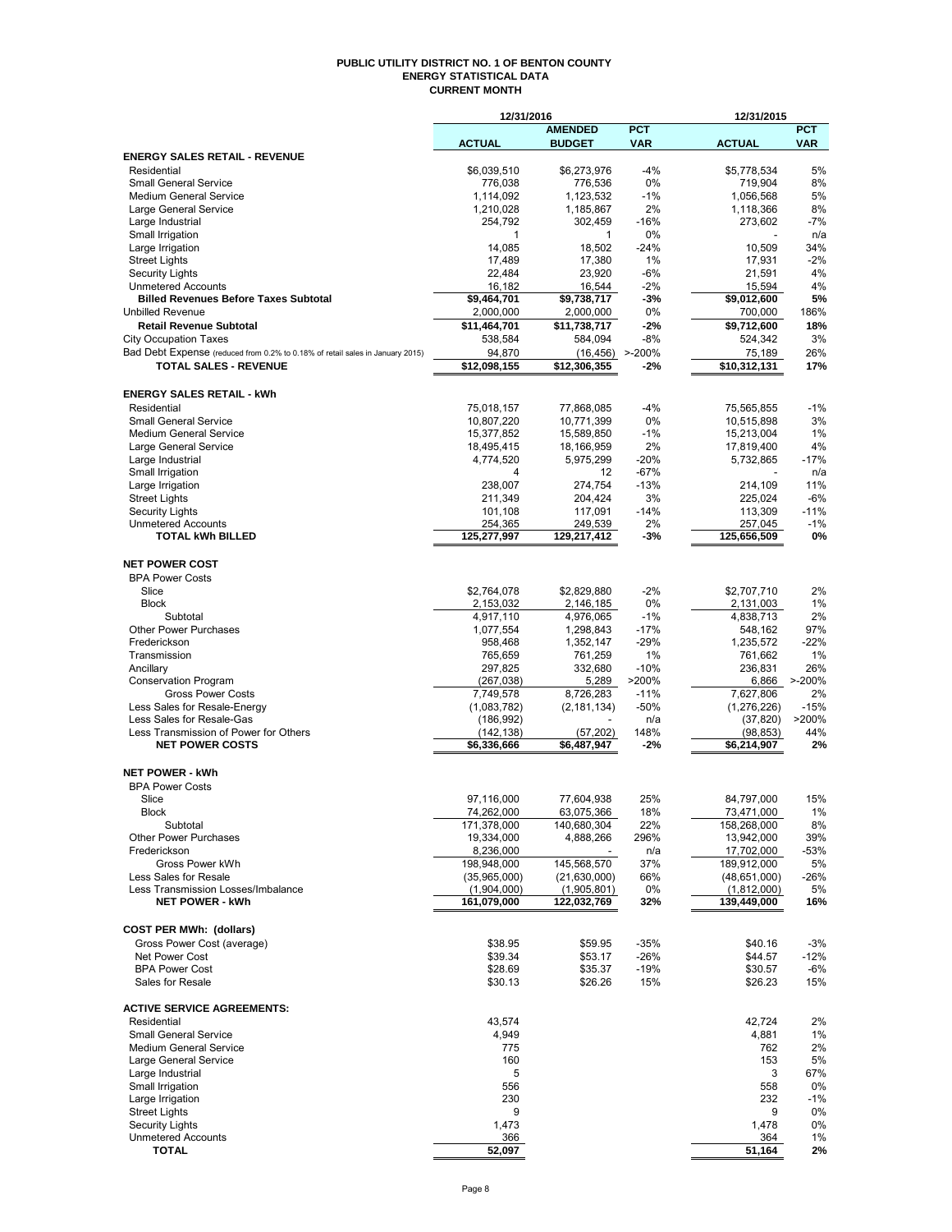# PUBLIC UTILITY DISTRICT NO. 1 OF BENTON COUNTY
## ENERGY STATISTICAL DATA
### CURRENT MONTH

| | 12/31/2016 | | | 12/31/2015 | |
|---|---|---|---|---|---|
| | ACTUAL | AMENDED BUDGET | PCT VAR | ACTUAL | PCT VAR |
| **ENERGY SALES RETAIL - REVENUE** | | | | | |
| Residential | $6,039,510 | $6,273,976 | -4% | $5,778,534 | 5% |
| Small General Service | 776,038 | 776,536 | 0% | 719,904 | 8% |
| Medium General Service | 1,114,092 | 1,123,532 | -1% | 1,056,568 | 5% |
| Large General Service | 1,210,028 | 1,185,867 | 2% | 1,118,366 | 8% |
| Large Industrial | 254,792 | 302,459 | -16% | 273,602 | -7% |
| Small Irrigation | 1 | 1 | 0% | - | n/a |
| Large Irrigation | 14,085 | 18,502 | -24% | 10,509 | 34% |
| Street Lights | 17,489 | 17,380 | 1% | 17,931 | -2% |
| Security Lights | 22,484 | 23,920 | -6% | 21,591 | 4% |
| Unmetered Accounts | 16,182 | 16,544 | -2% | 15,594 | 4% |
| **Billed Revenues Before Taxes Subtotal** | **$9,464,701** | **$9,738,717** | **-3%** | **$9,012,600** | **5%** |
| Unbilled Revenue | 2,000,000 | 2,000,000 | 0% | 700,000 | 186% |
| **Retail Revenue Subtotal** | **$11,464,701** | **$11,738,717** | **-2%** | **$9,712,600** | **18%** |
| City Occupation Taxes | 538,584 | 584,094 | -8% | 524,342 | 3% |
| Bad Debt Expense (reduced from 0.2% to 0.18% of retail sales in January 2015) | 94,870 | (16,456) | >-200% | 75,189 | 26% |
| **TOTAL SALES - REVENUE** | **$12,098,155** | **$12,306,355** | **-2%** | **$10,312,131** | **17%** |
| | | | | | |
| **ENERGY SALES RETAIL - kWh** | | | | | |
| Residential | 75,018,157 | 77,868,085 | -4% | 75,565,855 | -1% |
| Small General Service | 10,807,220 | 10,771,399 | 0% | 10,515,898 | 3% |
| Medium General Service | 15,377,852 | 15,589,850 | -1% | 15,213,004 | 1% |
| Large General Service | 18,495,415 | 18,166,959 | 2% | 17,819,400 | 4% |
| Large Industrial | 4,774,520 | 5,975,299 | -20% | 5,732,865 | -17% |
| Small Irrigation | 4 | 12 | -67% | - | n/a |
| Large Irrigation | 238,007 | 274,754 | -13% | 214,109 | 11% |
| Street Lights | 211,349 | 204,424 | 3% | 225,024 | -6% |
| Security Lights | 101,108 | 117,091 | -14% | 113,309 | -11% |
| Unmetered Accounts | 254,365 | 249,539 | 2% | 257,045 | -1% |
| **TOTAL kWh BILLED** | **125,277,997** | **129,217,412** | **-3%** | **125,656,509** | **0%** |
| | | | | | |
| **NET POWER COST** | | | | | |
| BPA Power Costs | | | | | |
| Slice | $2,764,078 | $2,829,880 | -2% | $2,707,710 | 2% |
| Block | 2,153,032 | 2,146,185 | 0% | 2,131,003 | 1% |
| Subtotal | 4,917,110 | 4,976,065 | -1% | 4,838,713 | 2% |
| Other Power Purchases | 1,077,554 | 1,298,843 | -17% | 548,162 | 97% |
| Frederickson | 958,468 | 1,352,147 | -29% | 1,235,572 | -22% |
| Transmission | 765,659 | 761,259 | 1% | 761,662 | 1% |
| Ancillary | 297,825 | 332,680 | -10% | 236,831 | 26% |
| Conservation Program | (267,038) | 5,289 | >200% | 6,866 | >-200% |
| Gross Power Costs | 7,749,578 | 8,726,283 | -11% | 7,627,806 | 2% |
| Less Sales for Resale-Energy | (1,083,782) | (2,181,134) | -50% | (1,276,226) | -15% |
| Less Sales for Resale-Gas | (186,992) | - | n/a | (37,820) | >200% |
| Less Transmission of Power for Others | (142,138) | (57,202) | 148% | (98,853) | 44% |
| **NET POWER COSTS** | **$6,336,666** | **$6,487,947** | **-2%** | **$6,214,907** | **2%** |
| | | | | | |
| **NET POWER - kWh** | | | | | |
| BPA Power Costs | | | | | |
| Slice | 97,116,000 | 77,604,938 | 25% | 84,797,000 | 15% |
| Block | 74,262,000 | 63,075,366 | 18% | 73,471,000 | 1% |
| Subtotal | 171,378,000 | 140,680,304 | 22% | 158,268,000 | 8% |
| Other Power Purchases | 19,334,000 | 4,888,266 | 296% | 13,942,000 | 39% |
| Frederickson | 8,236,000 | - | n/a | 17,702,000 | -53% |
| Gross Power kWh | 198,948,000 | 145,568,570 | 37% | 189,912,000 | 5% |
| Less Sales for Resale | (35,965,000) | (21,630,000) | 66% | (48,651,000) | -26% |
| Less Transmission Losses/Imbalance | (1,904,000) | (1,905,801) | 0% | (1,812,000) | 5% |
| **NET POWER - kWh** | **161,079,000** | **122,032,769** | **32%** | **139,449,000** | **16%** |
| | | | | | |
| **COST PER MWh: (dollars)** | | | | | |
| Gross Power Cost (average) | $38.95 | $59.95 | -35% | $40.16 | -3% |
| Net Power Cost | $39.34 | $53.17 | -26% | $44.57 | -12% |
| BPA Power Cost | $28.69 | $35.37 | -19% | $30.57 | -6% |
| Sales for Resale | $30.13 | $26.26 | 15% | $26.23 | 15% |
| | | | | | |
| **ACTIVE SERVICE AGREEMENTS:** | | | | | |
| Residential | 43,574 | | | 42,724 | 2% |
| Small General Service | 4,949 | | | 4,881 | 1% |
| Medium General Service | 775 | | | 762 | 2% |
| Large General Service | 160 | | | 153 | 5% |
| Large Industrial | 5 | | | 3 | 67% |
| Small Irrigation | 556 | | | 558 | 0% |
| Large Irrigation | 230 | | | 232 | -1% |
| Street Lights | 9 | | | 9 | 0% |
| Security Lights | 1,473 | | | 1,478 | 0% |
| Unmetered Accounts | 366 | | | 364 | 1% |
| **TOTAL** | **52,097** | | | **51,164** | **2%** |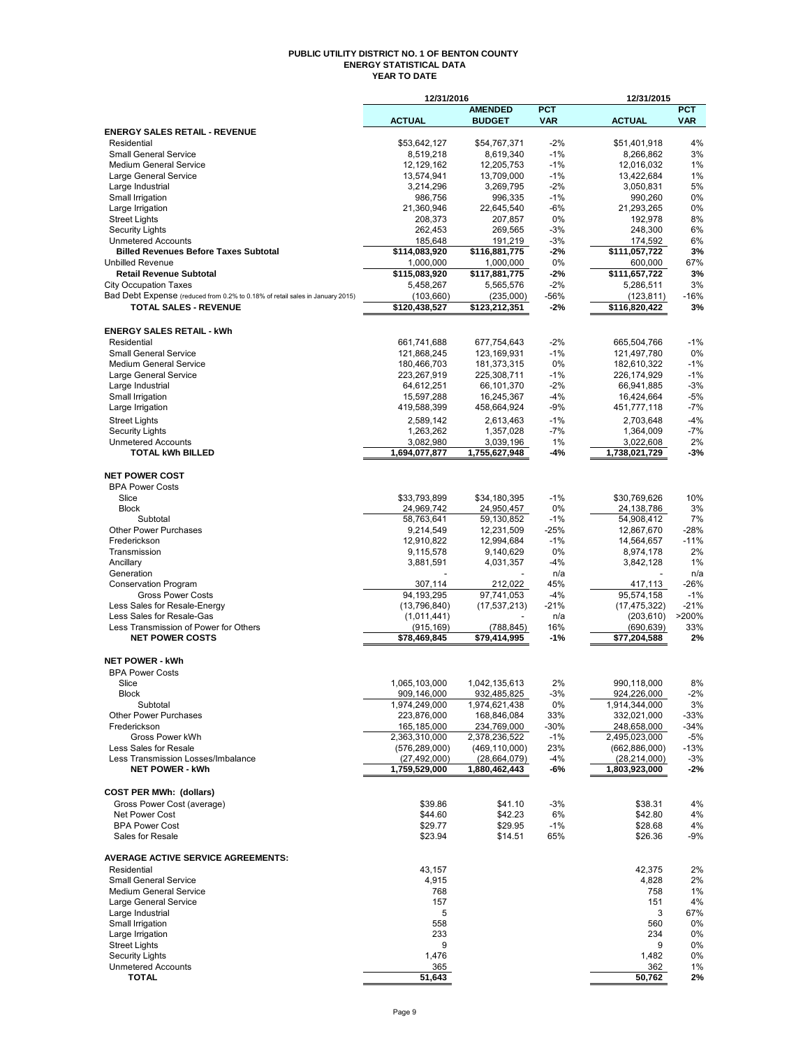# PUBLIC UTILITY DISTRICT NO. 1 OF BENTON COUNTY
## ENERGY STATISTICAL DATA
### YEAR TO DATE

| | 12/31/2016 | | | 12/31/2015 | |
|---|---|---|---|---|---|
| | **ACTUAL** | **AMENDED BUDGET** | **PCT VAR** | **ACTUAL** | **PCT VAR** |
| **ENERGY SALES RETAIL - REVENUE** | | | | | |
| Residential | $53,642,127 | $54,767,371 | -2% | $51,401,918 | 4% |
| Small General Service | 8,519,218 | 8,619,340 | -1% | 8,266,862 | 3% |
| Medium General Service | 12,129,162 | 12,205,753 | -1% | 12,016,032 | 1% |
| Large General Service | 13,574,941 | 13,709,000 | -1% | 13,422,684 | 1% |
| Large Industrial | 3,214,296 | 3,269,795 | -2% | 3,050,831 | 5% |
| Small Irrigation | 986,756 | 996,335 | -1% | 990,260 | 0% |
| Large Irrigation | 21,360,946 | 22,645,540 | -6% | 21,293,265 | 0% |
| Street Lights | 208,373 | 207,857 | 0% | 192,978 | 8% |
| Security Lights | 262,453 | 269,565 | -3% | 248,300 | 6% |
| Unmetered Accounts | 185,648 | 191,219 | -3% | 174,592 | 6% |
| **Billed Revenues Before Taxes Subtotal** | **$114,083,920** | **$116,881,775** | **-2%** | **$111,057,722** | **3%** |
| Unbilled Revenue | 1,000,000 | 1,000,000 | 0% | 600,000 | 67% |
| **Retail Revenue Subtotal** | **$115,083,920** | **$117,881,775** | **-2%** | **$111,657,722** | **3%** |
| City Occupation Taxes | 5,458,267 | 5,565,576 | -2% | 5,286,511 | 3% |
| Bad Debt Expense (reduced from 0.2% to 0.18% of retail sales in January 2015) | (103,660) | (235,000) | -56% | (123,811) | -16% |
| **TOTAL SALES - REVENUE** | **$120,438,527** | **$123,212,351** | **-2%** | **$116,820,422** | **3%** |
| | | | | | |
| **ENERGY SALES RETAIL - kWh** | | | | | |
| Residential | 661,741,688 | 677,754,643 | -2% | 665,504,766 | -1% |
| Small General Service | 121,868,245 | 123,169,931 | -1% | 121,497,780 | 0% |
| Medium General Service | 180,466,703 | 181,373,315 | 0% | 182,610,322 | -1% |
| Large General Service | 223,267,919 | 225,308,711 | -1% | 226,174,929 | -1% |
| Large Industrial | 64,612,251 | 66,101,370 | -2% | 66,941,885 | -3% |
| Small Irrigation | 15,597,288 | 16,245,367 | -4% | 16,424,664 | -5% |
| Large Irrigation | 419,588,399 | 458,664,924 | -9% | 451,777,118 | -7% |
| Street Lights | 2,589,142 | 2,613,463 | -1% | 2,703,648 | -4% |
| Security Lights | 1,263,262 | 1,357,028 | -7% | 1,364,009 | -7% |
| Unmetered Accounts | 3,082,980 | 3,039,196 | 1% | 3,022,608 | 2% |
| **TOTAL kWh BILLED** | **1,694,077,877** | **1,755,627,948** | **-4%** | **1,738,021,729** | **-3%** |
| | | | | | |
| **NET POWER COST** | | | | | |
| BPA Power Costs | | | | | |
| Slice | $33,793,899 | $34,180,395 | -1% | $30,769,626 | 10% |
| Block | 24,969,742 | 24,950,457 | 0% | 24,138,786 | 3% |
| Subtotal | 58,763,641 | 59,130,852 | -1% | 54,908,412 | 7% |
| Other Power Purchases | 9,214,549 | 12,231,509 | -25% | 12,867,670 | -28% |
| Frederickson | 12,910,822 | 12,994,684 | -1% | 14,564,657 | -11% |
| Transmission | 9,115,578 | 9,140,629 | 0% | 8,974,178 | 2% |
| Ancillary | 3,881,591 | 4,031,357 | -4% | 3,842,128 | 1% |
| Generation | - | - | n/a | - | n/a |
| Conservation Program | 307,114 | 212,022 | 45% | 417,113 | -26% |
| Gross Power Costs | 94,193,295 | 97,741,053 | -4% | 95,574,158 | -1% |
| Less Sales for Resale-Energy | (13,796,840) | (17,537,213) | -21% | (17,475,322) | -21% |
| Less Sales for Resale-Gas | (1,011,441) | - | n/a | (203,610) | >200% |
| Less Transmission of Power for Others | (915,169) | (788,845) | 16% | (690,639) | 33% |
| **NET POWER COSTS** | **$78,469,845** | **$79,414,995** | **-1%** | **$77,204,588** | **2%** |
| | | | | | |
| **NET POWER - kWh** | | | | | |
| BPA Power Costs | | | | | |
| Slice | 1,065,103,000 | 1,042,135,613 | 2% | 990,118,000 | 8% |
| Block | 909,146,000 | 932,485,825 | -3% | 924,226,000 | -2% |
| Subtotal | 1,974,249,000 | 1,974,621,438 | 0% | 1,914,344,000 | 3% |
| Other Power Purchases | 223,876,000 | 168,846,084 | 33% | 332,021,000 | -33% |
| Frederickson | 165,185,000 | 234,769,000 | -30% | 248,658,000 | -34% |
| Gross Power kWh | 2,363,310,000 | 2,378,236,522 | -1% | 2,495,023,000 | -5% |
| Less Sales for Resale | (576,289,000) | (469,110,000) | 23% | (662,886,000) | -13% |
| Less Transmission Losses/Imbalance | (27,492,000) | (28,664,079) | -4% | (28,214,000) | -3% |
| **NET POWER - kWh** | **1,759,529,000** | **1,880,462,443** | **-6%** | **1,803,923,000** | **-2%** |
| | | | | | |
| **COST PER MWh: (dollars)** | | | | | |
| Gross Power Cost (average) | $39.86 | $41.10 | -3% | $38.31 | 4% |
| Net Power Cost | $44.60 | $42.23 | 6% | $42.80 | 4% |
| BPA Power Cost | $29.77 | $29.95 | -1% | $28.68 | 4% |
| Sales for Resale | $23.94 | $14.51 | 65% | $26.36 | -9% |
| | | | | | |
| **AVERAGE ACTIVE SERVICE AGREEMENTS:** | | | | | |
| Residential | 43,157 | | | 42,375 | 2% |
| Small General Service | 4,915 | | | 4,828 | 2% |
| Medium General Service | 768 | | | 758 | 1% |
| Large General Service | 157 | | | 151 | 4% |
| Large Industrial | 5 | | | 3 | 67% |
| Small Irrigation | 558 | | | 560 | 0% |
| Large Irrigation | 233 | | | 234 | 0% |
| Street Lights | 9 | | | 9 | 0% |
| Security Lights | 1,476 | | | 1,482 | 0% |
| Unmetered Accounts | 365 | | | 362 | 1% |
| **TOTAL** | **51,643** | | | **50,762** | **2%** |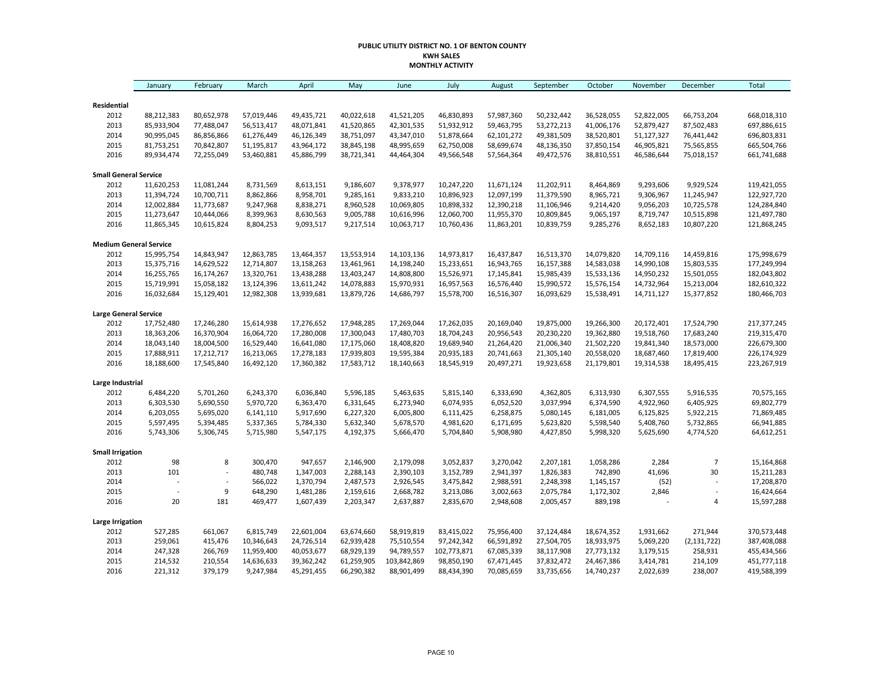**PUBLIC UTILITY DISTRICT NO. 1 OF BENTON COUNTY**
**KWH SALES**
**MONTHLY ACTIVITY**

| | January | February | March | April | May | June | July | August | September | October | November | December | Total |
|---|---|---|---|---|---|---|---|---|---|---|---|---|---|
| **Residential** | | | | | | | | | | | | | |
| 2012 | 88,212,383 | 80,652,978 | 57,019,446 | 49,435,721 | 40,022,618 | 41,521,205 | 46,830,893 | 57,987,360 | 50,232,442 | 36,528,055 | 52,822,005 | 66,753,204 | 668,018,310 |
| 2013 | 85,933,904 | 77,488,047 | 56,513,417 | 48,071,841 | 41,520,865 | 42,301,535 | 51,932,912 | 59,463,795 | 53,272,213 | 41,006,176 | 52,879,427 | 87,502,483 | 697,886,615 |
| 2014 | 90,995,045 | 86,856,866 | 61,276,449 | 46,126,349 | 38,751,097 | 43,347,010 | 51,878,664 | 62,101,272 | 49,381,509 | 38,520,801 | 51,127,327 | 76,441,442 | 696,803,831 |
| 2015 | 81,753,251 | 70,842,807 | 51,195,817 | 43,964,172 | 38,845,198 | 48,995,659 | 62,750,008 | 58,699,674 | 48,136,350 | 37,850,154 | 46,905,821 | 75,565,855 | 665,504,766 |
| 2016 | 89,934,474 | 72,255,049 | 53,460,881 | 45,886,799 | 38,721,341 | 44,464,304 | 49,566,548 | 57,564,364 | 49,472,576 | 38,810,551 | 46,586,644 | 75,018,157 | 661,741,688 |
| **Small General Service** | | | | | | | | | | | | | |
| 2012 | 11,620,253 | 11,081,244 | 8,731,569 | 8,613,151 | 9,186,607 | 9,378,977 | 10,247,220 | 11,671,124 | 11,202,911 | 8,464,869 | 9,293,606 | 9,929,524 | 119,421,055 |
| 2013 | 11,394,724 | 10,700,711 | 8,862,866 | 8,958,701 | 9,285,161 | 9,833,210 | 10,896,923 | 12,097,199 | 11,379,590 | 8,965,721 | 9,306,967 | 11,245,947 | 122,927,720 |
| 2014 | 12,002,884 | 11,773,687 | 9,247,968 | 8,838,271 | 8,960,528 | 10,069,805 | 10,898,332 | 12,390,218 | 11,106,946 | 9,214,420 | 9,056,203 | 10,725,578 | 124,284,840 |
| 2015 | 11,273,647 | 10,444,066 | 8,399,963 | 8,630,563 | 9,005,788 | 10,616,996 | 12,060,700 | 11,955,370 | 10,809,845 | 9,065,197 | 8,719,747 | 10,515,898 | 121,497,780 |
| 2016 | 11,865,345 | 10,615,824 | 8,804,253 | 9,093,517 | 9,217,514 | 10,063,717 | 10,760,436 | 11,863,201 | 10,839,759 | 9,285,276 | 8,652,183 | 10,807,220 | 121,868,245 |
| **Medium General Service** | | | | | | | | | | | | | |
| 2012 | 15,995,754 | 14,843,947 | 12,863,785 | 13,464,357 | 13,553,914 | 14,103,136 | 14,973,817 | 16,437,847 | 16,513,370 | 14,079,820 | 14,709,116 | 14,459,816 | 175,998,679 |
| 2013 | 15,375,716 | 14,629,522 | 12,714,807 | 13,158,263 | 13,461,961 | 14,198,240 | 15,233,651 | 16,943,765 | 16,157,388 | 14,583,038 | 14,990,108 | 15,803,535 | 177,249,994 |
| 2014 | 16,255,765 | 16,174,267 | 13,320,761 | 13,438,288 | 13,403,247 | 14,808,800 | 15,526,971 | 17,145,841 | 15,985,439 | 15,533,136 | 14,950,232 | 15,501,055 | 182,043,802 |
| 2015 | 15,719,991 | 15,058,182 | 13,124,396 | 13,611,242 | 14,078,883 | 15,970,931 | 16,957,563 | 16,576,440 | 15,990,572 | 15,576,154 | 14,732,964 | 15,213,004 | 182,610,322 |
| 2016 | 16,032,684 | 15,129,401 | 12,982,308 | 13,939,681 | 13,879,726 | 14,686,797 | 15,578,700 | 16,516,307 | 16,093,629 | 15,538,491 | 14,711,127 | 15,377,852 | 180,466,703 |
| **Large General Service** | | | | | | | | | | | | | |
| 2012 | 17,752,480 | 17,246,280 | 15,614,938 | 17,276,652 | 17,948,285 | 17,269,044 | 17,262,035 | 20,169,040 | 19,875,000 | 19,266,300 | 20,172,401 | 17,524,790 | 217,377,245 |
| 2013 | 18,363,206 | 16,370,904 | 16,064,720 | 17,280,008 | 17,300,043 | 17,480,703 | 18,704,243 | 20,956,543 | 20,230,220 | 19,362,880 | 19,518,760 | 17,683,240 | 219,315,470 |
| 2014 | 18,043,140 | 18,004,500 | 16,529,440 | 16,641,080 | 17,175,060 | 18,408,820 | 19,689,940 | 21,264,420 | 21,006,340 | 21,502,220 | 19,841,340 | 18,573,000 | 226,679,300 |
| 2015 | 17,888,911 | 17,212,717 | 16,213,065 | 17,278,183 | 17,939,803 | 19,595,384 | 20,935,183 | 20,741,663 | 21,305,140 | 20,558,020 | 18,687,460 | 17,819,400 | 226,174,929 |
| 2016 | 18,188,600 | 17,545,840 | 16,492,120 | 17,360,382 | 17,583,712 | 18,140,663 | 18,545,919 | 20,497,271 | 19,923,658 | 21,179,801 | 19,314,538 | 18,495,415 | 223,267,919 |
| **Large Industrial** | | | | | | | | | | | | | |
| 2012 | 6,484,220 | 5,701,260 | 6,243,370 | 6,036,840 | 5,596,185 | 5,463,635 | 5,815,140 | 6,333,690 | 4,362,805 | 6,313,930 | 6,307,555 | 5,916,535 | 70,575,165 |
| 2013 | 6,303,530 | 5,690,550 | 5,970,720 | 6,363,470 | 6,331,645 | 6,273,940 | 6,074,935 | 6,052,520 | 3,037,994 | 6,374,590 | 4,922,960 | 6,405,925 | 69,802,779 |
| 2014 | 6,203,055 | 5,695,020 | 6,141,110 | 5,917,690 | 6,227,320 | 6,005,800 | 6,111,425 | 6,258,875 | 5,080,145 | 6,181,005 | 6,125,825 | 5,922,215 | 71,869,485 |
| 2015 | 5,597,495 | 5,394,485 | 5,337,365 | 5,784,330 | 5,632,340 | 5,678,570 | 4,981,620 | 6,171,695 | 5,623,820 | 5,598,540 | 5,408,760 | 5,732,865 | 66,941,885 |
| 2016 | 5,743,306 | 5,306,745 | 5,715,980 | 5,547,175 | 4,192,375 | 5,666,470 | 5,704,840 | 5,908,980 | 4,427,850 | 5,998,320 | 5,625,690 | 4,774,520 | 64,612,251 |
| **Small Irrigation** | | | | | | | | | | | | | |
| 2012 | 98 | 8 | 300,470 | 947,657 | 2,146,900 | 2,179,098 | 3,052,837 | 3,270,042 | 2,207,181 | 1,058,286 | 2,284 | 7 | 15,164,868 |
| 2013 | 101 | - | 480,748 | 1,347,003 | 2,288,143 | 2,390,103 | 3,152,789 | 2,941,397 | 1,826,383 | 742,890 | 41,696 | 30 | 15,211,283 |
| 2014 | - | - | 566,022 | 1,370,794 | 2,487,573 | 2,926,545 | 3,475,842 | 2,988,591 | 2,248,398 | 1,145,157 | (52) | - | 17,208,870 |
| 2015 | - | 9 | 648,290 | 1,481,286 | 2,159,616 | 2,668,782 | 3,213,086 | 3,002,663 | 2,075,784 | 1,172,302 | 2,846 | - | 16,424,664 |
| 2016 | 20 | 181 | 469,477 | 1,607,439 | 2,203,347 | 2,637,887 | 2,835,670 | 2,948,608 | 2,005,457 | 889,198 | - | 4 | 15,597,288 |
| **Large Irrigation** | | | | | | | | | | | | | |
| 2012 | 527,285 | 661,067 | 6,815,749 | 22,601,004 | 63,674,660 | 58,919,819 | 83,415,022 | 75,956,400 | 37,124,484 | 18,674,352 | 1,931,662 | 271,944 | 370,573,448 |
| 2013 | 259,061 | 415,476 | 10,346,643 | 24,726,514 | 62,939,428 | 75,510,554 | 97,242,342 | 66,591,892 | 27,504,705 | 18,933,975 | 5,069,220 | (2,131,722) | 387,408,088 |
| 2014 | 247,328 | 266,769 | 11,959,400 | 40,053,677 | 68,929,139 | 94,789,557 | 102,773,871 | 67,085,339 | 38,117,908 | 27,773,132 | 3,179,515 | 258,931 | 455,434,566 |
| 2015 | 214,532 | 210,554 | 14,636,633 | 39,362,242 | 61,259,905 | 103,842,869 | 98,850,190 | 67,471,445 | 37,832,472 | 24,467,386 | 3,414,781 | 214,109 | 451,777,118 |
| 2016 | 221,312 | 379,179 | 9,247,984 | 45,291,455 | 66,290,382 | 88,901,499 | 88,434,390 | 70,085,659 | 33,735,656 | 14,740,237 | 2,022,639 | 238,007 | 419,588,399 |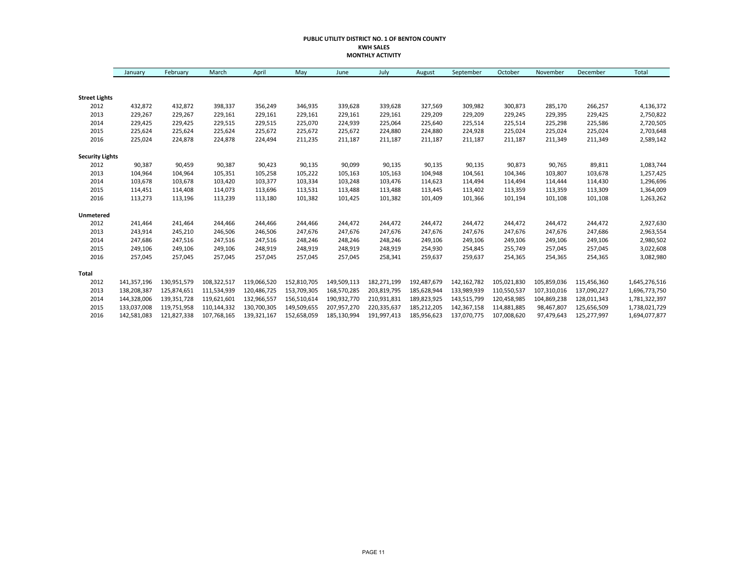**PUBLIC UTILITY DISTRICT NO. 1 OF BENTON COUNTY**
**KWH SALES**
**MONTHLY ACTIVITY**

| | January | February | March | April | May | June | July | August | September | October | November | December | Total |
|---|---|---|---|---|---|---|---|---|---|---|---|---|---|
| **Street Lights** | | | | | | | | | | | | | |
| 2012 | 432,872 | 432,872 | 398,337 | 356,249 | 346,935 | 339,628 | 339,628 | 327,569 | 309,982 | 300,873 | 285,170 | 266,257 | 4,136,372 |
| 2013 | 229,267 | 229,267 | 229,161 | 229,161 | 229,161 | 229,161 | 229,161 | 229,209 | 229,209 | 229,245 | 229,395 | 229,425 | 2,750,822 |
| 2014 | 229,425 | 229,425 | 229,515 | 229,515 | 225,070 | 224,939 | 225,064 | 225,640 | 225,514 | 225,514 | 225,298 | 225,586 | 2,720,505 |
| 2015 | 225,624 | 225,624 | 225,624 | 225,672 | 225,672 | 225,672 | 224,880 | 224,880 | 224,928 | 225,024 | 225,024 | 225,024 | 2,703,648 |
| 2016 | 225,024 | 224,878 | 224,878 | 224,494 | 211,235 | 211,187 | 211,187 | 211,187 | 211,187 | 211,187 | 211,349 | 211,349 | 2,589,142 |
| **Security Lights** | | | | | | | | | | | | | |
| 2012 | 90,387 | 90,459 | 90,387 | 90,423 | 90,135 | 90,099 | 90,135 | 90,135 | 90,135 | 90,873 | 90,765 | 89,811 | 1,083,744 |
| 2013 | 104,964 | 104,964 | 105,351 | 105,258 | 105,222 | 105,163 | 105,163 | 104,948 | 104,561 | 104,346 | 103,807 | 103,678 | 1,257,425 |
| 2014 | 103,678 | 103,678 | 103,420 | 103,377 | 103,334 | 103,248 | 103,476 | 114,623 | 114,494 | 114,494 | 114,444 | 114,430 | 1,296,696 |
| 2015 | 114,451 | 114,408 | 114,073 | 113,696 | 113,531 | 113,488 | 113,488 | 113,445 | 113,402 | 113,359 | 113,359 | 113,309 | 1,364,009 |
| 2016 | 113,273 | 113,196 | 113,239 | 113,180 | 101,382 | 101,425 | 101,382 | 101,409 | 101,366 | 101,194 | 101,108 | 101,108 | 1,263,262 |
| **Unmetered** | | | | | | | | | | | | | |
| 2012 | 241,464 | 241,464 | 244,466 | 244,466 | 244,466 | 244,472 | 244,472 | 244,472 | 244,472 | 244,472 | 244,472 | 244,472 | 2,927,630 |
| 2013 | 243,914 | 245,210 | 246,506 | 246,506 | 247,676 | 247,676 | 247,676 | 247,676 | 247,676 | 247,676 | 247,676 | 247,686 | 2,963,554 |
| 2014 | 247,686 | 247,516 | 247,516 | 247,516 | 248,246 | 248,246 | 248,246 | 249,106 | 249,106 | 249,106 | 249,106 | 249,106 | 2,980,502 |
| 2015 | 249,106 | 249,106 | 249,106 | 248,919 | 248,919 | 248,919 | 248,919 | 254,930 | 254,845 | 255,749 | 257,045 | 257,045 | 3,022,608 |
| 2016 | 257,045 | 257,045 | 257,045 | 257,045 | 257,045 | 257,045 | 258,341 | 259,637 | 259,637 | 254,365 | 254,365 | 254,365 | 3,082,980 |
| **Total** | | | | | | | | | | | | | |
| 2012 | 141,357,196 | 130,951,579 | 108,322,517 | 119,066,520 | 152,810,705 | 149,509,113 | 182,271,199 | 192,487,679 | 142,162,782 | 105,021,830 | 105,859,036 | 115,456,360 | 1,645,276,516 |
| 2013 | 138,208,387 | 125,874,651 | 111,534,939 | 120,486,725 | 153,709,305 | 168,570,285 | 203,819,795 | 185,628,944 | 133,989,939 | 110,550,537 | 107,310,016 | 137,090,227 | 1,696,773,750 |
| 2014 | 144,328,006 | 139,351,728 | 119,621,601 | 132,966,557 | 156,510,614 | 190,932,770 | 210,931,831 | 189,823,925 | 143,515,799 | 120,458,985 | 104,869,238 | 128,011,343 | 1,781,322,397 |
| 2015 | 133,037,008 | 119,751,958 | 110,144,332 | 130,700,305 | 149,509,655 | 207,957,270 | 220,335,637 | 185,212,205 | 142,367,158 | 114,881,885 | 98,467,807 | 125,656,509 | 1,738,021,729 |
| 2016 | 142,581,083 | 121,827,338 | 107,768,165 | 139,321,167 | 152,658,059 | 185,130,994 | 191,997,413 | 185,956,623 | 137,070,775 | 107,008,620 | 97,479,643 | 125,277,997 | 1,694,077,877 |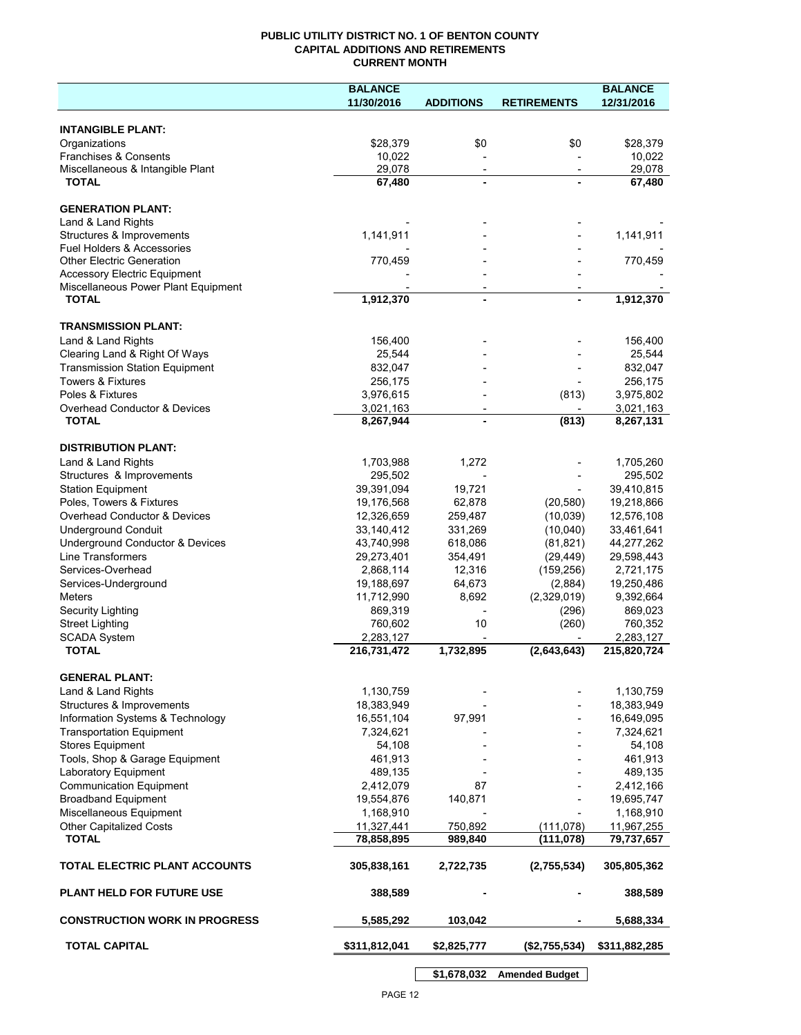**PUBLIC UTILITY DISTRICT NO. 1 OF BENTON COUNTY**
**CAPITAL ADDITIONS AND RETIREMENTS**
**CURRENT MONTH**

| | BALANCE 11/30/2016 | ADDITIONS | RETIREMENTS | BALANCE 12/31/2016 |
|---|---|---|---|---|
| **INTANGIBLE PLANT:** | | | | |
| Organizations | $28,379 | $0 | $0 | $28,379 |
| Franchises & Consents | 10,022 | - | - | 10,022 |
| Miscellaneous & Intangible Plant | 29,078 | - | - | 29,078 |
| **TOTAL** | **67,480** | **-** | **-** | **67,480** |
| **GENERATION PLANT:** | | | | |
| Land & Land Rights | - | - | - | - |
| Structures & Improvements | 1,141,911 | - | - | 1,141,911 |
| Fuel Holders & Accessories | - | - | - | - |
| Other Electric Generation | 770,459 | - | - | 770,459 |
| Accessory Electric Equipment | - | - | - | - |
| Miscellaneous Power Plant Equipment | - | - | - | - |
| **TOTAL** | **1,912,370** | **-** | **-** | **1,912,370** |
| **TRANSMISSION PLANT:** | | | | |
| Land & Land Rights | 156,400 | - | - | 156,400 |
| Clearing Land & Right Of Ways | 25,544 | - | - | 25,544 |
| Transmission Station Equipment | 832,047 | - | - | 832,047 |
| Towers & Fixtures | 256,175 | - | - | 256,175 |
| Poles & Fixtures | 3,976,615 | - | (813) | 3,975,802 |
| Overhead Conductor & Devices | 3,021,163 | - | - | 3,021,163 |
| **TOTAL** | **8,267,944** | **-** | **(813)** | **8,267,131** |
| **DISTRIBUTION PLANT:** | | | | |
| Land & Land Rights | 1,703,988 | 1,272 | - | 1,705,260 |
| Structures & Improvements | 295,502 | - | - | 295,502 |
| Station Equipment | 39,391,094 | 19,721 | - | 39,410,815 |
| Poles, Towers & Fixtures | 19,176,568 | 62,878 | (20,580) | 19,218,866 |
| Overhead Conductor & Devices | 12,326,659 | 259,487 | (10,039) | 12,576,108 |
| Underground Conduit | 33,140,412 | 331,269 | (10,040) | 33,461,641 |
| Underground Conductor & Devices | 43,740,998 | 618,086 | (81,821) | 44,277,262 |
| Line Transformers | 29,273,401 | 354,491 | (29,449) | 29,598,443 |
| Services-Overhead | 2,868,114 | 12,316 | (159,256) | 2,721,175 |
| Services-Underground | 19,188,697 | 64,673 | (2,884) | 19,250,486 |
| Meters | 11,712,990 | 8,692 | (2,329,019) | 9,392,664 |
| Security Lighting | 869,319 | - | (296) | 869,023 |
| Street Lighting | 760,602 | 10 | (260) | 760,352 |
| SCADA System | 2,283,127 | - | - | 2,283,127 |
| **TOTAL** | **216,731,472** | **1,732,895** | **(2,643,643)** | **215,820,724** |
| **GENERAL PLANT:** | | | | |
| Land & Land Rights | 1,130,759 | - | - | 1,130,759 |
| Structures & Improvements | 18,383,949 | - | - | 18,383,949 |
| Information Systems & Technology | 16,551,104 | 97,991 | - | 16,649,095 |
| Transportation Equipment | 7,324,621 | - | - | 7,324,621 |
| Stores Equipment | 54,108 | - | - | 54,108 |
| Tools, Shop & Garage Equipment | 461,913 | - | - | 461,913 |
| Laboratory Equipment | 489,135 | - | - | 489,135 |
| Communication Equipment | 2,412,079 | 87 | - | 2,412,166 |
| Broadband Equipment | 19,554,876 | 140,871 | - | 19,695,747 |
| Miscellaneous Equipment | 1,168,910 | - | - | 1,168,910 |
| Other Capitalized Costs | 11,327,441 | 750,892 | (111,078) | 11,967,255 |
| **TOTAL** | **78,858,895** | **989,840** | **(111,078)** | **79,737,657** |
| **TOTAL ELECTRIC PLANT ACCOUNTS** | **305,838,161** | **2,722,735** | **(2,755,534)** | **305,805,362** |
| **PLANT HELD FOR FUTURE USE** | **388,589** | **-** | **-** | **388,589** |
| **CONSTRUCTION WORK IN PROGRESS** | **5,585,292** | **103,042** | **-** | **5,688,334** |
| **TOTAL CAPITAL** | **$311,812,041** | **$2,825,777** | **($2,755,534)** | **$311,882,285** |
| | | **$1,678,032** | **Amended Budget** | |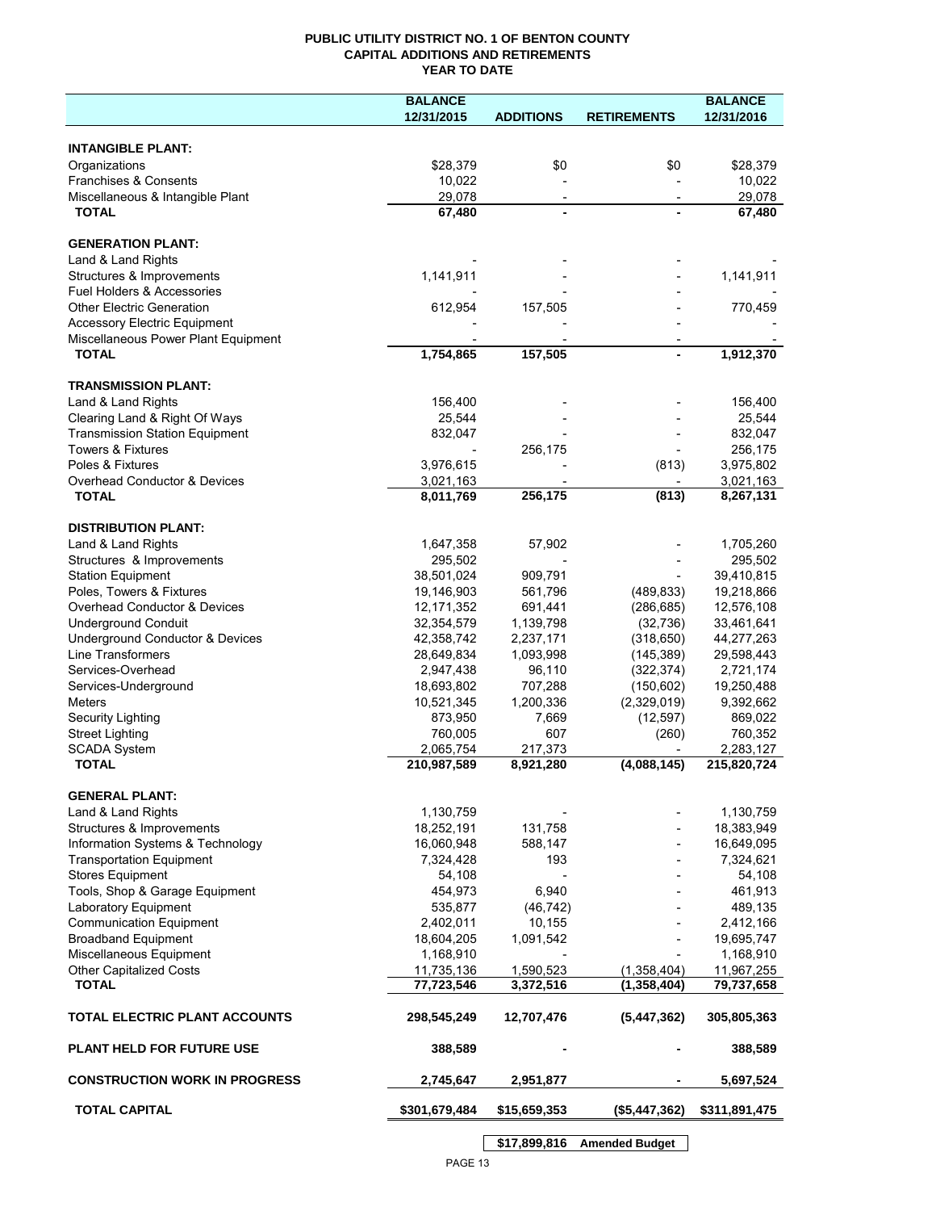# PUBLIC UTILITY DISTRICT NO. 1 OF BENTON COUNTY
## CAPITAL ADDITIONS AND RETIREMENTS
### YEAR TO DATE

| | BALANCE 12/31/2015 | ADDITIONS | RETIREMENTS | BALANCE 12/31/2016 |
|---|---|---|---|---|
| **INTANGIBLE PLANT:** | | | | |
| Organizations | $28,379 | $0 | $0 | $28,379 |
| Franchises & Consents | 10,022 | - | - | 10,022 |
| Miscellaneous & Intangible Plant | 29,078 | - | - | 29,078 |
| **TOTAL** | **67,480** | **-** | **-** | **67,480** |
| **GENERATION PLANT:** | | | | |
| Land & Land Rights | - | - | - | - |
| Structures & Improvements | 1,141,911 | - | - | 1,141,911 |
| Fuel Holders & Accessories | - | - | - | - |
| Other Electric Generation | 612,954 | 157,505 | - | 770,459 |
| Accessory Electric Equipment | - | - | - | - |
| Miscellaneous Power Plant Equipment | - | - | - | - |
| **TOTAL** | **1,754,865** | **157,505** | **-** | **1,912,370** |
| **TRANSMISSION PLANT:** | | | | |
| Land & Land Rights | 156,400 | - | - | 156,400 |
| Clearing Land & Right Of Ways | 25,544 | - | - | 25,544 |
| Transmission Station Equipment | 832,047 | - | - | 832,047 |
| Towers & Fixtures | - | 256,175 | - | 256,175 |
| Poles & Fixtures | 3,976,615 | - | (813) | 3,975,802 |
| Overhead Conductor & Devices | 3,021,163 | - | - | 3,021,163 |
| **TOTAL** | **8,011,769** | **256,175** | **(813)** | **8,267,131** |
| **DISTRIBUTION PLANT:** | | | | |
| Land & Land Rights | 1,647,358 | 57,902 | - | 1,705,260 |
| Structures & Improvements | 295,502 | - | - | 295,502 |
| Station Equipment | 38,501,024 | 909,791 | - | 39,410,815 |
| Poles, Towers & Fixtures | 19,146,903 | 561,796 | (489,833) | 19,218,866 |
| Overhead Conductor & Devices | 12,171,352 | 691,441 | (286,685) | 12,576,108 |
| Underground Conduit | 32,354,579 | 1,139,798 | (32,736) | 33,461,641 |
| Underground Conductor & Devices | 42,358,742 | 2,237,171 | (318,650) | 44,277,263 |
| Line Transformers | 28,649,834 | 1,093,998 | (145,389) | 29,598,443 |
| Services-Overhead | 2,947,438 | 96,110 | (322,374) | 2,721,174 |
| Services-Underground | 18,693,802 | 707,288 | (150,602) | 19,250,488 |
| Meters | 10,521,345 | 1,200,336 | (2,329,019) | 9,392,662 |
| Security Lighting | 873,950 | 7,669 | (12,597) | 869,022 |
| Street Lighting | 760,005 | 607 | (260) | 760,352 |
| SCADA System | 2,065,754 | 217,373 | - | 2,283,127 |
| **TOTAL** | **210,987,589** | **8,921,280** | **(4,088,145)** | **215,820,724** |
| **GENERAL PLANT:** | | | | |
| Land & Land Rights | 1,130,759 | - | - | 1,130,759 |
| Structures & Improvements | 18,252,191 | 131,758 | - | 18,383,949 |
| Information Systems & Technology | 16,060,948 | 588,147 | - | 16,649,095 |
| Transportation Equipment | 7,324,428 | 193 | - | 7,324,621 |
| Stores Equipment | 54,108 | - | - | 54,108 |
| Tools, Shop & Garage Equipment | 454,973 | 6,940 | - | 461,913 |
| Laboratory Equipment | 535,877 | (46,742) | - | 489,135 |
| Communication Equipment | 2,402,011 | 10,155 | - | 2,412,166 |
| Broadband Equipment | 18,604,205 | 1,091,542 | - | 19,695,747 |
| Miscellaneous Equipment | 1,168,910 | - | - | 1,168,910 |
| Other Capitalized Costs | 11,735,136 | 1,590,523 | (1,358,404) | 11,967,255 |
| **TOTAL** | **77,723,546** | **3,372,516** | **(1,358,404)** | **79,737,658** |
| **TOTAL ELECTRIC PLANT ACCOUNTS** | **298,545,249** | **12,707,476** | **(5,447,362)** | **305,805,363** |
| **PLANT HELD FOR FUTURE USE** | **388,589** | **-** | **-** | **388,589** |
| **CONSTRUCTION WORK IN PROGRESS** | **2,745,647** | **2,951,877** | **-** | **5,697,524** |
| **TOTAL CAPITAL** | **$301,679,484** | **$15,659,353** | **($5,447,362)** | **$311,891,475** |
| | | **$17,899,816** | **Amended Budget** | |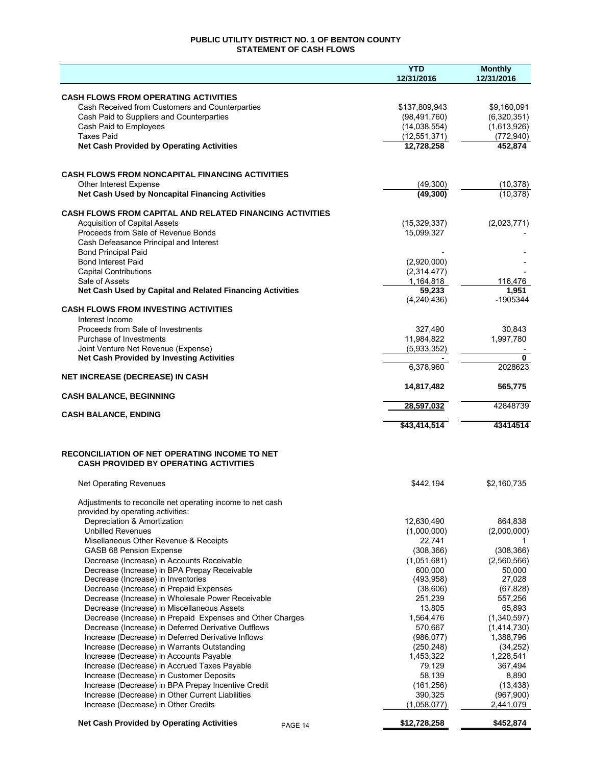# PUBLIC UTILITY DISTRICT NO. 1 OF BENTON COUNTY
## STATEMENT OF CASH FLOWS

| | YTD 12/31/2016 | Monthly 12/31/2016 |
|---|---|---|
| **CASH FLOWS FROM OPERATING ACTIVITIES** | | |
| Cash Received from Customers and Counterparties | $137,809,943 | $9,160,091 |
| Cash Paid to Suppliers and Counterparties | (98,491,760) | (6,320,351) |
| Cash Paid to Employees | (14,038,554) | (1,613,926) |
| Taxes Paid | (12,551,371) | (772,940) |
| **Net Cash Provided by Operating Activities** | **12,728,258** | **452,874** |
| **CASH FLOWS FROM NONCAPITAL FINANCING ACTIVITIES** | | |
| Other Interest Expense | (49,300) | (10,378) |
| **Net Cash Used by Noncapital Financing Activities** | **(49,300)** | (10,378) |
| **CASH FLOWS FROM CAPITAL AND RELATED FINANCING ACTIVITIES** | | |
| Acquisition of Capital Assets | (15,329,337) | (2,023,771) |
| Proceeds from Sale of Revenue Bonds | 15,099,327 | - |
| Cash Defeasance Principal and Interest | | |
| Bond Principal Paid | - | - |
| Bond Interest Paid | (2,920,000) | - |
| Capital Contributions | (2,314,477) | - |
| Sale of Assets | 1,164,818 | 116,476 |
| **Net Cash Used by Capital and Related Financing Activities** | **59,233** | **1,951** |
| | (4,240,436) | -1905344 |
| **CASH FLOWS FROM INVESTING ACTIVITIES** | | |
| Interest Income | | |
| Proceeds from Sale of Investments | 327,490 | 30,843 |
| Purchase of Investments | 11,984,822 | 1,997,780 |
| Joint Venture Net Revenue (Expense) | (5,933,352) | - |
| **Net Cash Provided by Investing Activities** | - | **0** |
| | 6,378,960 | 2028623 |
| **NET INCREASE (DECREASE) IN CASH** | | |
| | **14,817,482** | **565,775** |
| **CASH BALANCE, BEGINNING** | | |
| | **28,597,032** | 42848739 |
| **CASH BALANCE, ENDING** | | |
| | **$43,414,514** | **43414514** |

## RECONCILIATION OF NET OPERATING INCOME TO NET CASH PROVIDED BY OPERATING ACTIVITIES

| | YTD 12/31/2016 | Monthly 12/31/2016 |
|---|---|---|
| Net Operating Revenues | $442,194 | $2,160,735 |
| Adjustments to reconcile net operating income to net cash provided by operating activities: | | |
| Depreciation & Amortization | 12,630,490 | 864,838 |
| Unbilled Revenues | (1,000,000) | (2,000,000) |
| Misellaneous Other Revenue & Receipts | 22,741 | 1 |
| GASB 68 Pension Expense | (308,366) | (308,366) |
| Decrease (Increase) in Accounts Receivable | (1,051,681) | (2,560,566) |
| Decrease (Increase) in BPA Prepay Receivable | 600,000 | 50,000 |
| Decrease (Increase) in Inventories | (493,958) | 27,028 |
| Decrease (Increase) in Prepaid Expenses | (38,606) | (67,828) |
| Decrease (Increase) in Wholesale Power Receivable | 251,239 | 557,256 |
| Decrease (Increase) in Miscellaneous Assets | 13,805 | 65,893 |
| Decrease (Increase) in Prepaid Expenses and Other Charges | 1,564,476 | (1,340,597) |
| Decrease (Increase) in Deferred Derivative Outflows | 570,667 | (1,414,730) |
| Increase (Decrease) in Deferred Derivative Inflows | (986,077) | 1,388,796 |
| Increase (Decrease) in Warrants Outstanding | (250,248) | (34,252) |
| Increase (Decrease) in Accounts Payable | 1,453,322 | 1,228,541 |
| Increase (Decrease) in Accrued Taxes Payable | 79,129 | 367,494 |
| Increase (Decrease) in Customer Deposits | 58,139 | 8,890 |
| Increase (Decrease) in BPA Prepay Incentive Credit | (161,256) | (13,438) |
| Increase (Decrease) in Other Current Liabilities | 390,325 | (967,900) |
| Increase (Decrease) in Other Credits | (1,058,077) | 2,441,079 |
| **Net Cash Provided by Operating Activities** | **$12,728,258** | **$452,874** |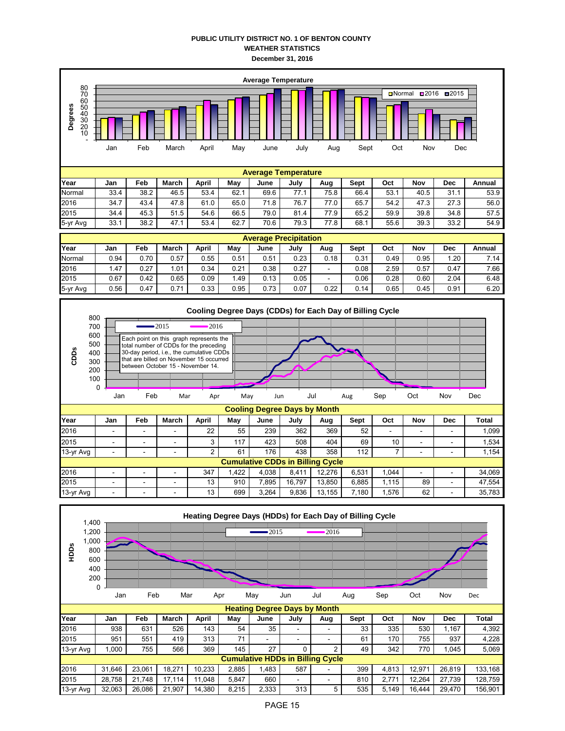# PUBLIC UTILITY DISTRICT NO. 1 OF BENTON COUNTY
## WEATHER STATISTICS
### December 31, 2016

Average Temperature

| Average Temperature | | | | | | | | | | | | | |
|---|---|---|---|---|---|---|---|---|---|---|---|---|---|
| Year | Jan | Feb | March | April | May | June | July | Aug | Sept | Oct | Nov | Dec | Annual |
| Normal | 33.4 | 38.2 | 46.5 | 53.4 | 62.1 | 69.6 | 77.1 | 75.8 | 66.4 | 53.1 | 40.5 | 31.1 | 53.9 |
| 2016 | 34.7 | 43.4 | 47.8 | 61.0 | 65.0 | 71.8 | 76.7 | 77.0 | 65.7 | 54.2 | 47.3 | 27.3 | 56.0 |
| 2015 | 34.4 | 45.3 | 51.5 | 54.6 | 66.5 | 79.0 | 81.4 | 77.9 | 65.2 | 59.9 | 39.8 | 34.8 | 57.5 |
| 5-yr Avg | 33.1 | 38.2 | 47.1 | 53.4 | 62.7 | 70.6 | 79.3 | 77.8 | 68.1 | 55.6 | 39.3 | 33.2 | 54.9 |

| Average Precipitation | | | | | | | | | | | | | |
|---|---|---|---|---|---|---|---|---|---|---|---|---|---|
| Year | Jan | Feb | March | April | May | June | July | Aug | Sept | Oct | Nov | Dec | Annual |
| Normal | 0.94 | 0.70 | 0.57 | 0.55 | 0.51 | 0.51 | 0.23 | 0.18 | 0.31 | 0.49 | 0.95 | 1.20 | 7.14 |
| 2016 | 1.47 | 0.27 | 1.01 | 0.34 | 0.21 | 0.38 | 0.27 | - | 0.08 | 2.59 | 0.57 | 0.47 | 7.66 |
| 2015 | 0.67 | 0.42 | 0.65 | 0.09 | 1.49 | 0.13 | 0.05 | - | 0.06 | 0.28 | 0.60 | 2.04 | 6.48 |
| 5-yr Avg | 0.56 | 0.47 | 0.71 | 0.33 | 0.95 | 0.73 | 0.07 | 0.22 | 0.14 | 0.65 | 0.45 | 0.91 | 6.20 |

Cooling Degree Days (CDDs) for Each Day of Billing Cycle

Each point on this graph represents the total number of CDDs for the preceding 30-day period, i.e., the cumulative CDDs that are billed on November 15 occurred between October 15 - November 14.

| Cooling Degree Days by Month | | | | | | | | | | | | | |
|---|---|---|---|---|---|---|---|---|---|---|---|---|---|
| Year | Jan | Feb | March | April | May | June | July | Aug | Sept | Oct | Nov | Dec | Total |
| 2016 | - | - | - | 22 | 55 | 239 | 362 | 369 | 52 | - | - | - | 1,099 |
| 2015 | - | - | - | 3 | 117 | 423 | 508 | 404 | 69 | 10 | - | - | 1,534 |
| 13-yr Avg | - | - | - | 2 | 61 | 176 | 438 | 358 | 112 | 7 | - | - | 1,154 |
| **Cumulative CDDs in Billing Cycle** | | | | | | | | | | | | | |
| 2016 | - | - | - | 347 | 1,422 | 4,038 | 8,411 | 12,276 | 6,531 | 1,044 | - | - | 34,069 |
| 2015 | - | - | - | 13 | 910 | 7,895 | 16,797 | 13,850 | 6,885 | 1,115 | 89 | - | 47,554 |
| 13-yr Avg | - | - | - | 13 | 699 | 3,264 | 9,836 | 13,155 | 7,180 | 1,576 | 62 | - | 35,783 |

Heating Degree Days (HDDs) for Each Day of Billing Cycle

| Heating Degree Days by Month | | | | | | | | | | | | | |
|---|---|---|---|---|---|---|---|---|---|---|---|---|---|
| Year | Jan | Feb | March | April | May | June | July | Aug | Sept | Oct | Nov | Dec | Total |
| 2016 | 938 | 631 | 526 | 143 | 54 | 35 | - | - | 33 | 335 | 530 | 1,167 | 4,392 |
| 2015 | 951 | 551 | 419 | 313 | 71 | - | - | - | 61 | 170 | 755 | 937 | 4,228 |
| 13-yr Avg | 1,000 | 755 | 566 | 369 | 145 | 27 | 0 | 2 | 49 | 342 | 770 | 1,045 | 5,069 |
| **Cumulative HDDs in Billing Cycle** | | | | | | | | | | | | | |
| 2016 | 31,646 | 23,061 | 18,271 | 10,233 | 2,885 | 1,483 | 587 | - | 399 | 4,813 | 12,971 | 26,819 | 133,168 |
| 2015 | 28,758 | 21,748 | 17,114 | 11,048 | 5,847 | 660 | - | - | 810 | 2,771 | 12,264 | 27,739 | 128,759 |
| 13-yr Avg | 32,063 | 26,086 | 21,907 | 14,380 | 8,215 | 2,333 | 313 | 5 | 535 | 5,149 | 16,444 | 29,470 | 156,901 |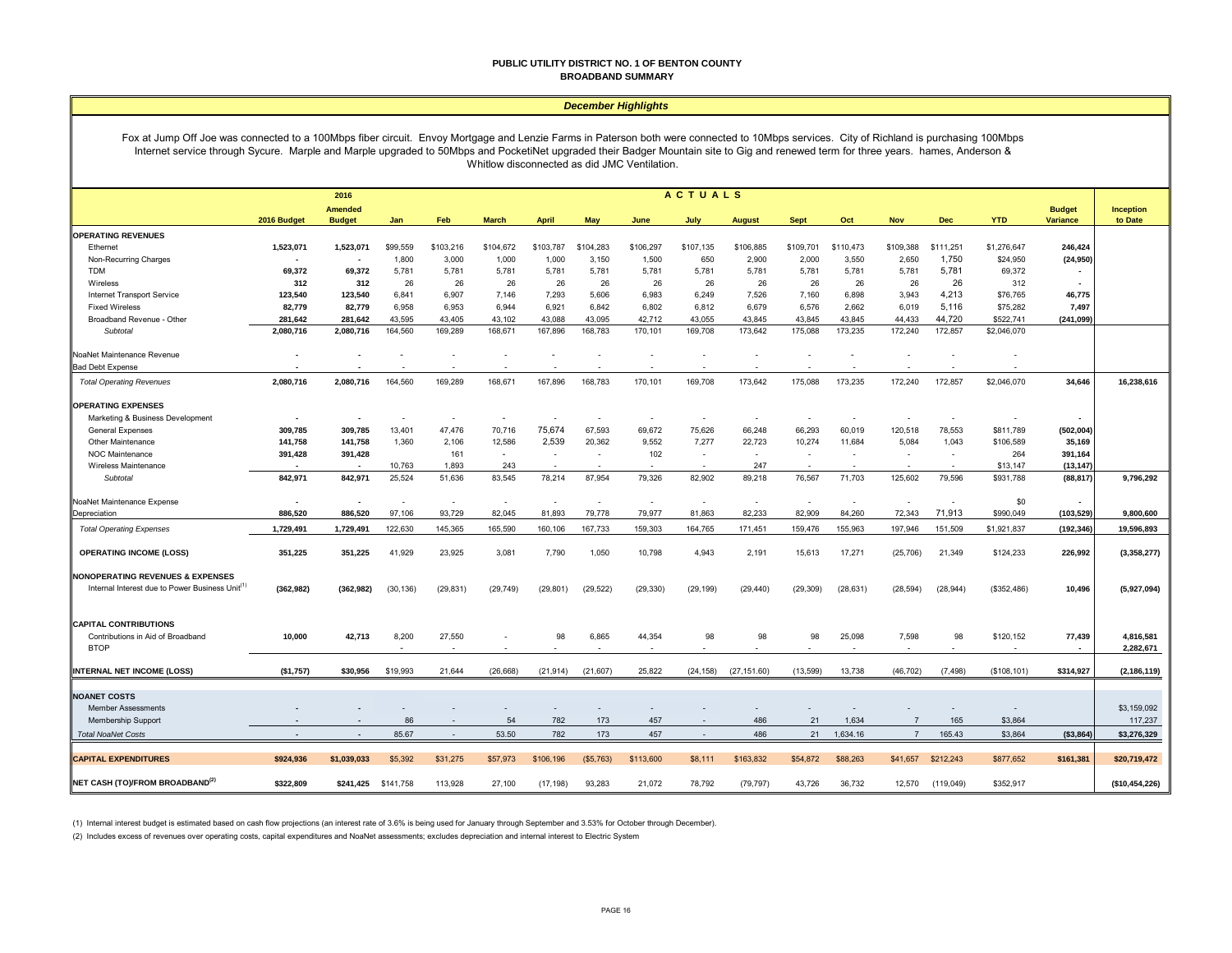# PUBLIC UTILITY DISTRICT NO. 1 OF BENTON COUNTY
## BROADBAND SUMMARY

### *December Highlights*

Fox at Jump Off Joe was connected to a 100Mbps fiber circuit. Envoy Mortgage and Lenzie Farms in Paterson both were connected to 10Mbps services. City of Richland is purchasing 100Mbps Internet service through Sycure. Marple and Marple upgraded to 50Mbps and PocketiNet upgraded their Badger Mountain site to Gig and renewed term for three years. hames, Anderson & Whitlow disconnected as did JMC Ventilation.

| | 2016 Budget | 2016 Amended Budget | Jan | Feb | March | April | May | June | July | August | Sept | Oct | Nov | Dec | YTD | Budget Variance | Inception to Date |
|---|---|---|---|---|---|---|---|---|---|---|---|---|---|---|---|---|---|
| | | | **A C T U A L S** | | | | | | | | | | | | | | |
| **OPERATING REVENUES** | | | | | | | | | | | | | | | | | |
| Ethernet | 1,523,071 | 1,523,071 | $99,559 | $103,216 | $104,672 | $103,787 | $104,283 | $106,297 | $107,135 | $106,885 | $109,701 | $110,473 | $109,388 | $111,251 | $1,276,647 | 246,424 | |
| Non-Recurring Charges | - | - | 1,800 | 3,000 | 1,000 | 1,000 | 3,150 | 1,500 | 650 | 2,900 | 2,000 | 3,550 | 2,650 | 1,750 | $24,950 | (24,950) | |
| TDM | 69,372 | 69,372 | 5,781 | 5,781 | 5,781 | 5,781 | 5,781 | 5,781 | 5,781 | 5,781 | 5,781 | 5,781 | 5,781 | 5,781 | 69,372 | - | |
| Wireless | 312 | 312 | 26 | 26 | 26 | 26 | 26 | 26 | 26 | 26 | 26 | 26 | 26 | 26 | 312 | - | |
| Internet Transport Service | 123,540 | 123,540 | 6,841 | 6,907 | 7,146 | 7,293 | 5,606 | 6,983 | 6,249 | 7,526 | 7,160 | 6,898 | 3,943 | 4,213 | $76,765 | 46,775 | |
| Fixed Wireless | 82,779 | 82,779 | 6,958 | 6,953 | 6,944 | 6,921 | 6,842 | 6,802 | 6,812 | 6,679 | 6,576 | 2,662 | 6,019 | 5,116 | $75,282 | 7,497 | |
| Broadband Revenue - Other | 281,642 | 281,642 | 43,595 | 43,405 | 43,102 | 43,088 | 43,095 | 42,712 | 43,055 | 43,845 | 43,845 | 43,845 | 44,433 | 44,720 | $522,741 | (241,099) | |
| *Subtotal* | 2,080,716 | 2,080,716 | 164,560 | 169,289 | 168,671 | 167,896 | 168,783 | 170,101 | 169,708 | 173,642 | 175,088 | 173,235 | 172,240 | 172,857 | $2,046,070 | | |
| NoaNet Maintenance Revenue | - | - | - | - | - | - | - | - | - | - | - | - | - | - | - | | |
| Bad Debt Expense | - | - | - | - | - | - | - | - | - | - | - | - | - | - | - | | |
| *Total Operating Revenues* | 2,080,716 | 2,080,716 | 164,560 | 169,289 | 168,671 | 167,896 | 168,783 | 170,101 | 169,708 | 173,642 | 175,088 | 173,235 | 172,240 | 172,857 | $2,046,070 | 34,646 | 16,238,616 |
| **OPERATING EXPENSES** | | | | | | | | | | | | | | | | | |
| Marketing & Business Development | - | - | - | - | - | - | - | - | - | - | - | - | - | - | - | - | |
| General Expenses | 309,785 | 309,785 | 13,401 | 47,476 | 70,716 | 75,674 | 67,593 | 69,672 | 75,626 | 66,248 | 66,293 | 60,019 | 120,518 | 78,553 | $811,789 | (502,004) | |
| Other Maintenance | 141,758 | 141,758 | 1,360 | 2,106 | 12,586 | 2,539 | 20,362 | 9,552 | 7,277 | 22,723 | 10,274 | 11,684 | 5,084 | 1,043 | $106,589 | 35,169 | |
| NOC Maintenance | 391,428 | 391,428 | | 161 | - | - | - | 102 | - | - | - | - | - | - | 264 | 391,164 | |
| Wireless Maintenance | - | - | 10,763 | 1,893 | 243 | - | - | - | - | 247 | - | - | - | - | $13,147 | (13,147) | |
| *Subtotal* | 842,971 | 842,971 | 25,524 | 51,636 | 83,545 | 78,214 | 87,954 | 79,326 | 82,902 | 89,218 | 76,567 | 71,703 | 125,602 | 79,596 | $931,788 | (88,817) | 9,796,292 |
| NoaNet Maintenance Expense | - | - | - | - | - | - | - | - | - | - | - | - | - | - | $0 | - | |
| Depreciation | 886,520 | 886,520 | 97,106 | 93,729 | 82,045 | 81,893 | 79,778 | 79,977 | 81,863 | 82,233 | 82,909 | 84,260 | 72,343 | 71,913 | $990,049 | (103,529) | 9,800,600 |
| *Total Operating Expenses* | 1,729,491 | 1,729,491 | 122,630 | 145,365 | 165,590 | 160,106 | 167,733 | 159,303 | 164,765 | 171,451 | 159,476 | 155,963 | 197,946 | 151,509 | $1,921,837 | (192,346) | 19,596,893 |
| **OPERATING INCOME (LOSS)** | 351,225 | 351,225 | 41,929 | 23,925 | 3,081 | 7,790 | 1,050 | 10,798 | 4,943 | 2,191 | 15,613 | 17,271 | (25,706) | 21,349 | $124,233 | 226,992 | (3,358,277) |
| **NONOPERATING REVENUES & EXPENSES** | | | | | | | | | | | | | | | | | |
| Internal Interest due to Power Business Unit[1] | (362,982) | (362,982) | (30,136) | (29,831) | (29,749) | (29,801) | (29,522) | (29,330) | (29,199) | (29,440) | (29,309) | (28,631) | (28,594) | (28,944) | ($352,486) | 10,496 | (5,927,094) |
| **CAPITAL CONTRIBUTIONS** | | | | | | | | | | | | | | | | | |
| Contributions in Aid of Broadband | 10,000 | 42,713 | 8,200 | 27,550 | - | 98 | 6,865 | 44,354 | 98 | 98 | 98 | 25,098 | 7,598 | 98 | $120,152 | 77,439 | 4,816,581 |
| BTOP | | | - | - | - | - | - | - | - | - | - | - | - | - | - | - | 2,282,671 |
| **INTERNAL NET INCOME (LOSS)** | ($1,757) | $30,956 | $19,993 | 21,644 | (26,668) | (21,914) | (21,607) | 25,822 | (24,158) | (27,151.60) | (13,599) | 13,738 | (46,702) | (7,498) | ($108,101) | $314,927 | (2,186,119) |
| **NOANET COSTS** | | | | | | | | | | | | | | | | | |
| Member Assessments | - | - | - | - | - | - | - | - | - | - | - | - | - | - | - | | $3,159,092 |
| Membership Support | - | - | 86 | - | 54 | 782 | 173 | 457 | - | 486 | 21 | 1,634 | 7 | 165 | $3,864 | | 117,237 |
| *Total NoaNet Costs* | - | - | 85.67 | - | 53.50 | 782 | 173 | 457 | - | 486 | 21 | 1,634.16 | 7 | 165.43 | $3,864 | ($3,864) | $3,276,329 |
| **CAPITAL EXPENDITURES** | $924,936 | $1,039,033 | $5,392 | $31,275 | $57,973 | $106,196 | ($5,763) | $113,600 | $8,111 | $163,832 | $54,872 | $88,263 | $41,657 | $212,243 | $877,652 | $161,381 | $20,719,472 |
| **NET CASH (TO)/FROM BROADBAND[2]** | $322,809 | $241,425 | $141,758 | 113,928 | 27,100 | (17,198) | 93,283 | 21,072 | 78,792 | (79,797) | 43,726 | 36,732 | 12,570 | (119,049) | $352,917 | | ($10,454,226) |

(1) Internal interest budget is estimated based on cash flow projections (an interest rate of 3.6% is being used for January through September and 3.53% for October through December).

(2) Includes excess of revenues over operating costs, capital expenditures and NoaNet assessments; excludes depreciation and internal interest to Electric System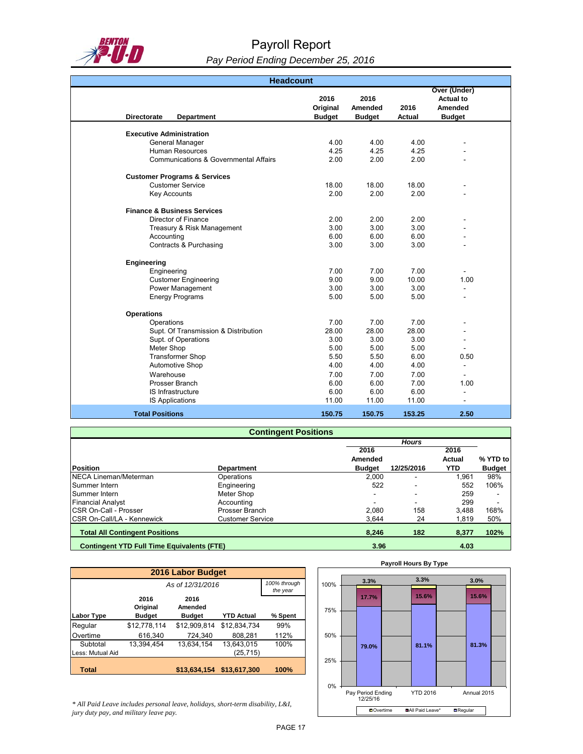# Payroll Report

*Pay Period Ending December 25, 2016*

## Headcount

| Directorate | Department | 2016 Original Budget | 2016 Amended Budget | 2016 Actual | Over (Under) Actual to Amended Budget |
|---|---|---|---|---|---|
| **Executive Administration** | | | | | |
| | General Manager | 4.00 | 4.00 | 4.00 | - |
| | Human Resources | 4.25 | 4.25 | 4.25 | - |
| | Communications & Governmental Affairs | 2.00 | 2.00 | 2.00 | - |
| **Customer Programs & Services** | | | | | |
| | Customer Service | 18.00 | 18.00 | 18.00 | - |
| | Key Accounts | 2.00 | 2.00 | 2.00 | - |
| **Finance & Business Services** | | | | | |
| | Director of Finance | 2.00 | 2.00 | 2.00 | - |
| | Treasury & Risk Management | 3.00 | 3.00 | 3.00 | - |
| | Accounting | 6.00 | 6.00 | 6.00 | - |
| | Contracts & Purchasing | 3.00 | 3.00 | 3.00 | - |
| **Engineering** | | | | | |
| | Engineering | 7.00 | 7.00 | 7.00 | - |
| | Customer Engineering | 9.00 | 9.00 | 10.00 | 1.00 |
| | Power Management | 3.00 | 3.00 | 3.00 | - |
| | Energy Programs | 5.00 | 5.00 | 5.00 | - |
| **Operations** | | | | | |
| | Operations | 7.00 | 7.00 | 7.00 | - |
| | Supt. Of Transmission & Distribution | 28.00 | 28.00 | 28.00 | - |
| | Supt. of Operations | 3.00 | 3.00 | 3.00 | - |
| | Meter Shop | 5.00 | 5.00 | 5.00 | - |
| | Transformer Shop | 5.50 | 5.50 | 6.00 | 0.50 |
| | Automotive Shop | 4.00 | 4.00 | 4.00 | - |
| | Warehouse | 7.00 | 7.00 | 7.00 | - |
| | Prosser Branch | 6.00 | 6.00 | 7.00 | 1.00 |
| | IS Infrastructure | 6.00 | 6.00 | 6.00 | - |
| | IS Applications | 11.00 | 11.00 | 11.00 | - |
| **Total Positions** | | **150.75** | **150.75** | **153.25** | **2.50** |

## Contingent Positions

| Position | Department | Hours: 2016 Amended Budget | Hours: 12/25/2016 | Hours: 2016 Actual YTD | % YTD to Budget |
|---|---|---|---|---|---|
| NECA Lineman/Meterman | Operations | 2,000 | - | 1,961 | 98% |
| Summer Intern | Engineering | 522 | - | 552 | 106% |
| Summer Intern | Meter Shop | - | - | 259 | - |
| Financial Analyst | Accounting | - | - | 299 | - |
| CSR On-Call - Prosser | Prosser Branch | 2,080 | 158 | 3,488 | 168% |
| CSR On-Call/LA - Kennewick | Customer Service | 3,644 | 24 | 1,819 | 50% |
| **Total All Contingent Positions** | | **8,246** | **182** | **8,377** | **102%** |
| **Contingent YTD Full Time Equivalents (FTE)** | | **3.96** | | **4.03** | |

## 2016 Labor Budget

As of 12/31/2016 — *100% through the year*

| Labor Type | 2016 Original Budget | 2016 Amended Budget | YTD Actual | % Spent |
|---|---|---|---|---|
| Regular | $12,778,114 | $12,909,814 | $12,834,734 | 99% |
| Overtime | 616,340 | 724,340 | 808,281 | 112% |
| Subtotal | 13,394,454 | 13,634,154 | 13,643,015 | 100% |
| Less: Mutual Aid | | | (25,715) | |
| **Total** | | **$13,634,154** | **$13,617,300** | **100%** |

**Payroll Hours By Type**

100%
75%
50%
25%
0%

Pay Period Ending 12/25/16: 3.3%, 17.7%, 79.0%
YTD 2016: 3.3%, 15.6%, 81.1%
Annual 2015: 3.0%, 15.6%, 81.3%

Overtime | All Paid Leave* | Regular

*\* All Paid Leave includes personal leave, holidays, short-term disability, L&I, jury duty pay, and military leave pay.*